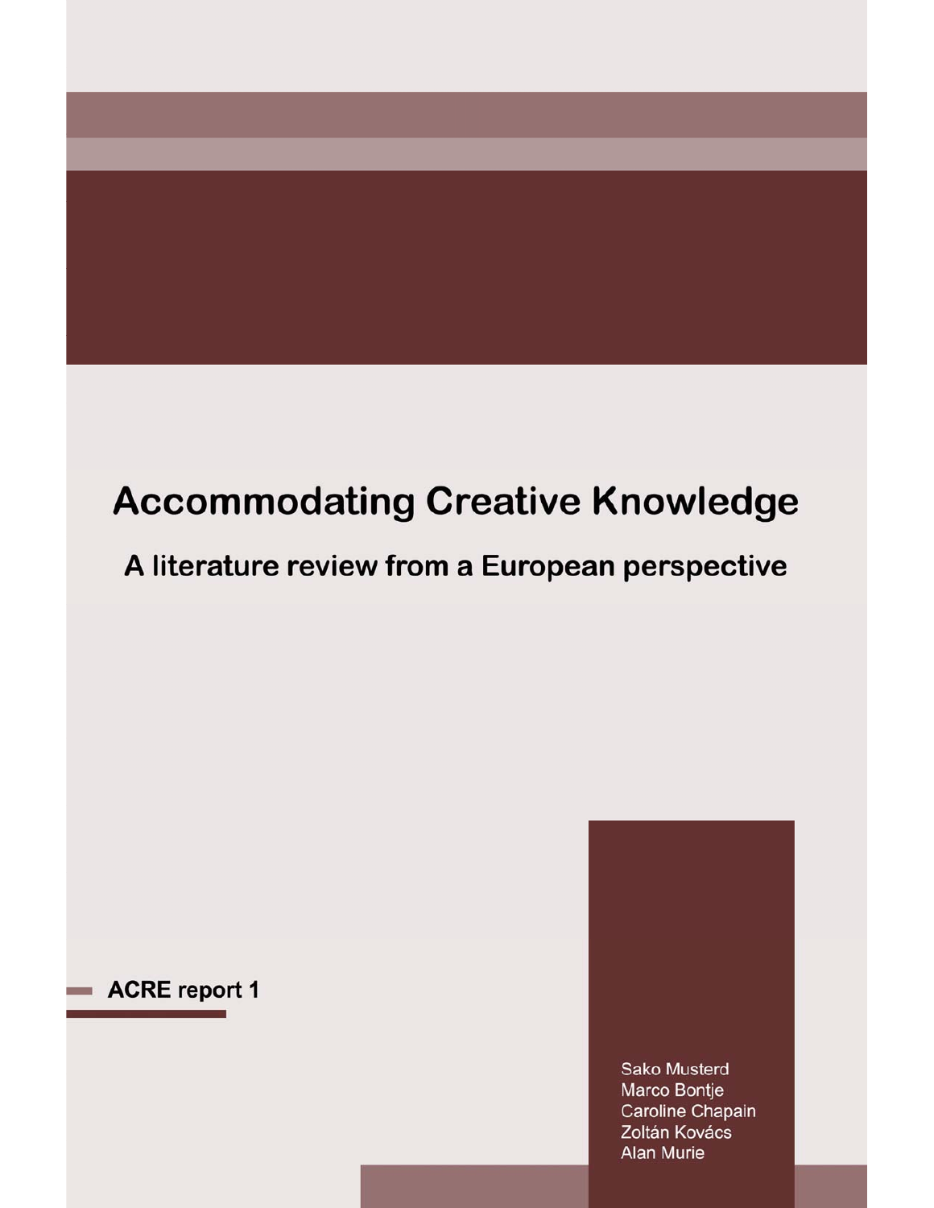# Accommodating Creative Knowledge

## A literature review from a European perspective

**ACRE report 1**

Sako Musterd
Marco Bontje
Caroline Chapain
Zoltán Kovács
Alan Murie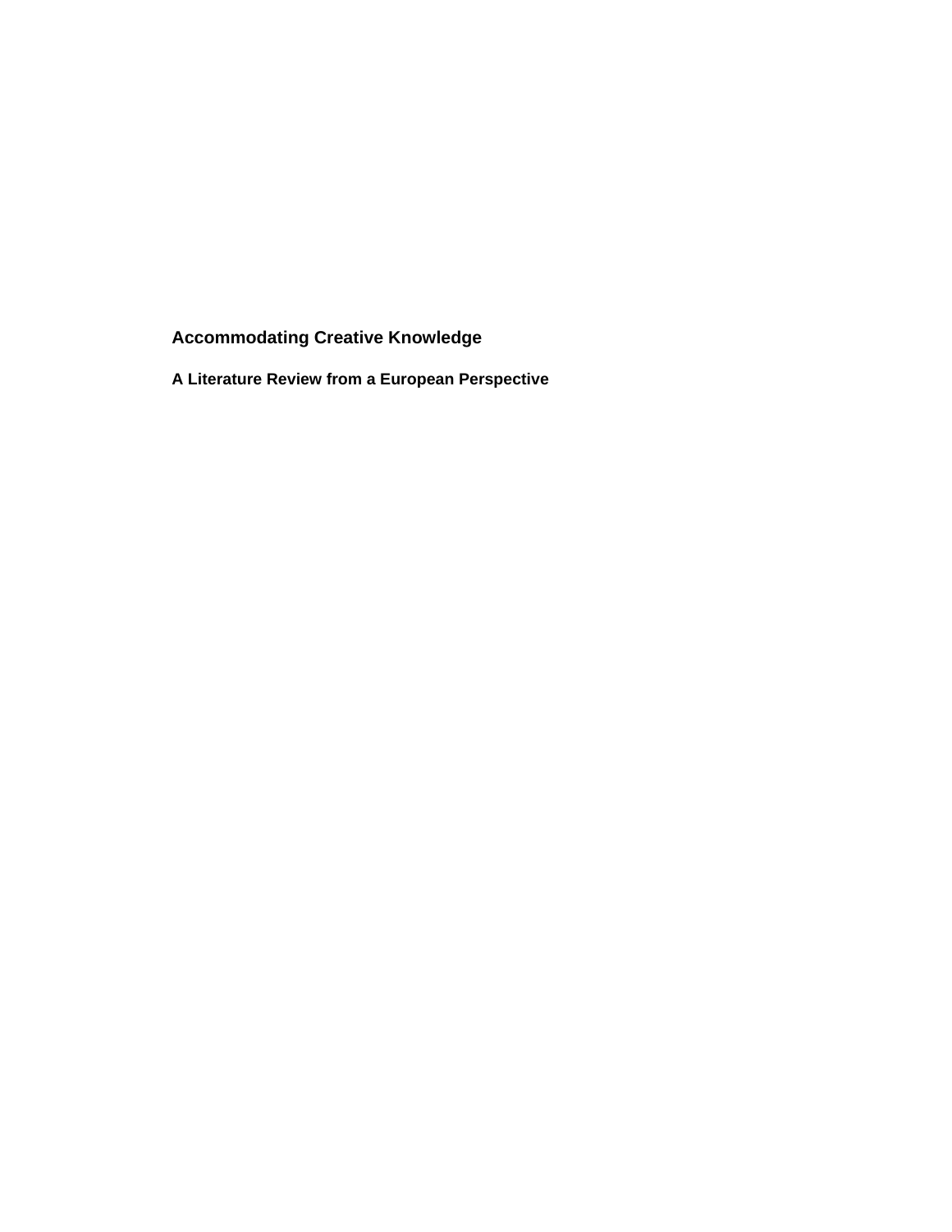# Accommodating Creative Knowledge

## A Literature Review from a European Perspective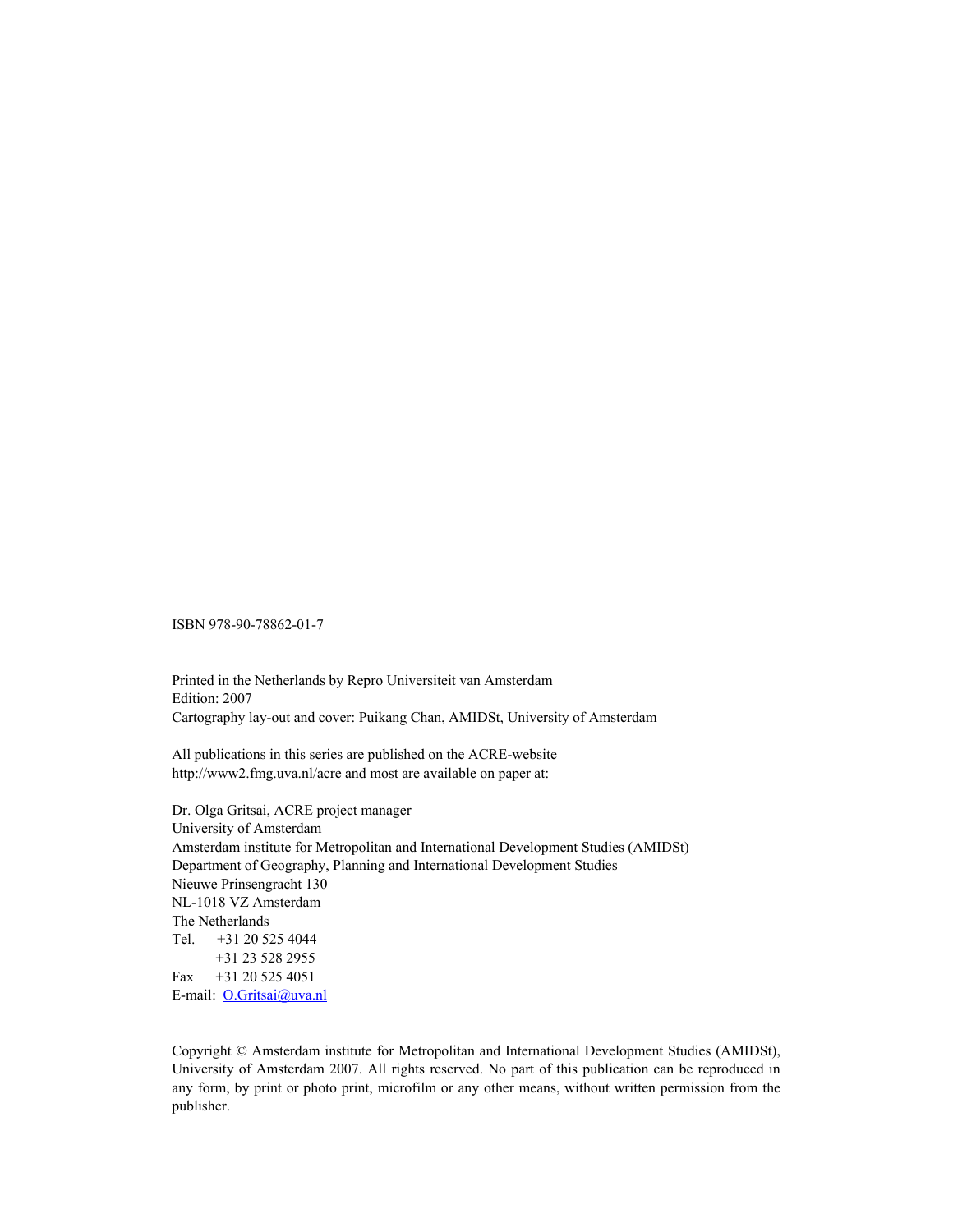ISBN 978-90-78862-01-7

Printed in the Netherlands by Repro Universiteit van Amsterdam
Edition: 2007
Cartography lay-out and cover: Puikang Chan, AMIDSt, University of Amsterdam

All publications in this series are published on the ACRE-website
http://www2.fmg.uva.nl/acre and most are available on paper at:

Dr. Olga Gritsai, ACRE project manager
University of Amsterdam
Amsterdam institute for Metropolitan and International Development Studies (AMIDSt)
Department of Geography, Planning and International Development Studies
Nieuwe Prinsengracht 130
NL-1018 VZ Amsterdam
The Netherlands
Tel. +31 20 525 4044
+31 23 528 2955
Fax +31 20 525 4051
E-mail: O.Gritsai@uva.nl

Copyright © Amsterdam institute for Metropolitan and International Development Studies (AMIDSt), University of Amsterdam 2007. All rights reserved. No part of this publication can be reproduced in any form, by print or photo print, microfilm or any other means, without written permission from the publisher.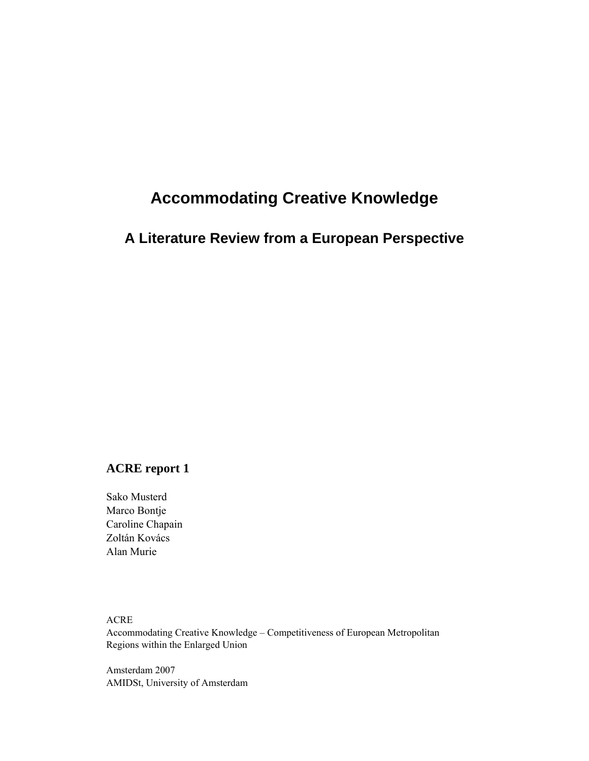# Accommodating Creative Knowledge

## A Literature Review from a European Perspective

**ACRE report 1**

Sako Musterd
Marco Bontje
Caroline Chapain
Zoltán Kovács
Alan Murie

ACRE
Accommodating Creative Knowledge – Competitiveness of European Metropolitan Regions within the Enlarged Union

Amsterdam 2007
AMIDSt, University of Amsterdam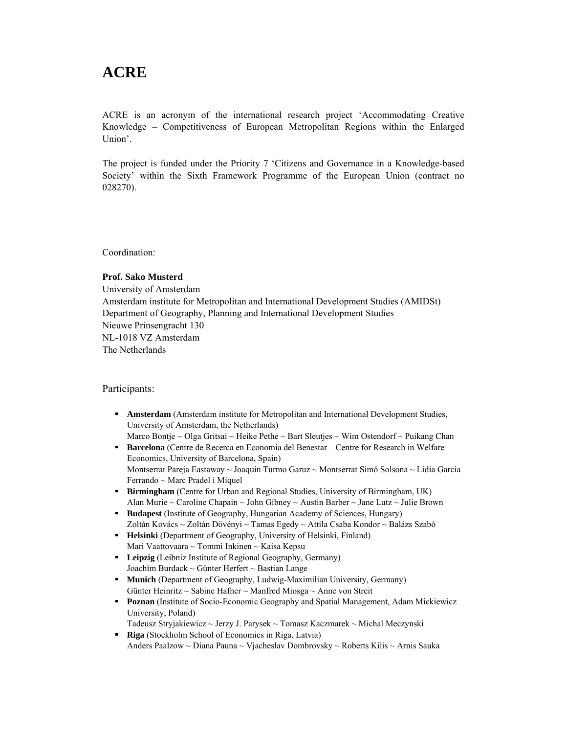# ACRE

ACRE is an acronym of the international research project 'Accommodating Creative Knowledge – Competitiveness of European Metropolitan Regions within the Enlarged Union'.

The project is funded under the Priority 7 'Citizens and Governance in a Knowledge-based Society' within the Sixth Framework Programme of the European Union (contract no 028270).

Coordination:

**Prof. Sako Musterd**
University of Amsterdam
Amsterdam institute for Metropolitan and International Development Studies (AMIDSt)
Department of Geography, Planning and International Development Studies
Nieuwe Prinsengracht 130
NL-1018 VZ Amsterdam
The Netherlands

Participants:

- **Amsterdam** (Amsterdam institute for Metropolitan and International Development Studies, University of Amsterdam, the Netherlands)
  Marco Bontje ~ Olga Gritsai ~ Heike Pethe ~ Bart Sleutjes ~ Wim Ostendorf ~ Puikang Chan
- **Barcelona** (Centre de Recerca en Economia del Benestar – Centre for Research in Welfare Economics, University of Barcelona, Spain)
  Montserrat Pareja Eastaway ~ Joaquin Turmo Garuz ~ Montserrat Simó Solsona ~ Lidia Garcia Ferrando ~ Marc Pradel i Miquel
- **Birmingham** (Centre for Urban and Regional Studies, University of Birmingham, UK)
  Alan Murie ~ Caroline Chapain ~ John Gibney ~ Austin Barber ~ Jane Lutz ~ Julie Brown
- **Budapest** (Institute of Geography, Hungarian Academy of Sciences, Hungary)
  Zoltán Kovács ~ Zoltán Dövényi ~ Tamas Egedy ~ Attila Csaba Kondor ~ Balázs Szabó
- **Helsinki** (Department of Geography, University of Helsinki, Finland)
  Mari Vaattovaara ~ Tommi Inkinen ~ Kaisa Kepsu
- **Leipzig** (Leibniz Institute of Regional Geography, Germany)
  Joachim Burdack ~ Günter Herfert ~ Bastian Lange
- **Munich** (Department of Geography, Ludwig-Maximilian University, Germany)
  Günter Heinritz ~ Sabine Hafner ~ Manfred Miosga ~ Anne von Streit
- **Poznan** (Institute of Socio-Economic Geography and Spatial Management, Adam Mickiewicz University, Poland)
  Tadeusz Stryjakiewicz ~ Jerzy J. Parysek ~ Tomasz Kaczmarek ~ Michal Meczynski
- **Riga** (Stockholm School of Economics in Riga, Latvia)
  Anders Paalzow ~ Diana Pauna ~ Vjacheslav Dombrovsky ~ Roberts Kilis ~ Arnis Sauka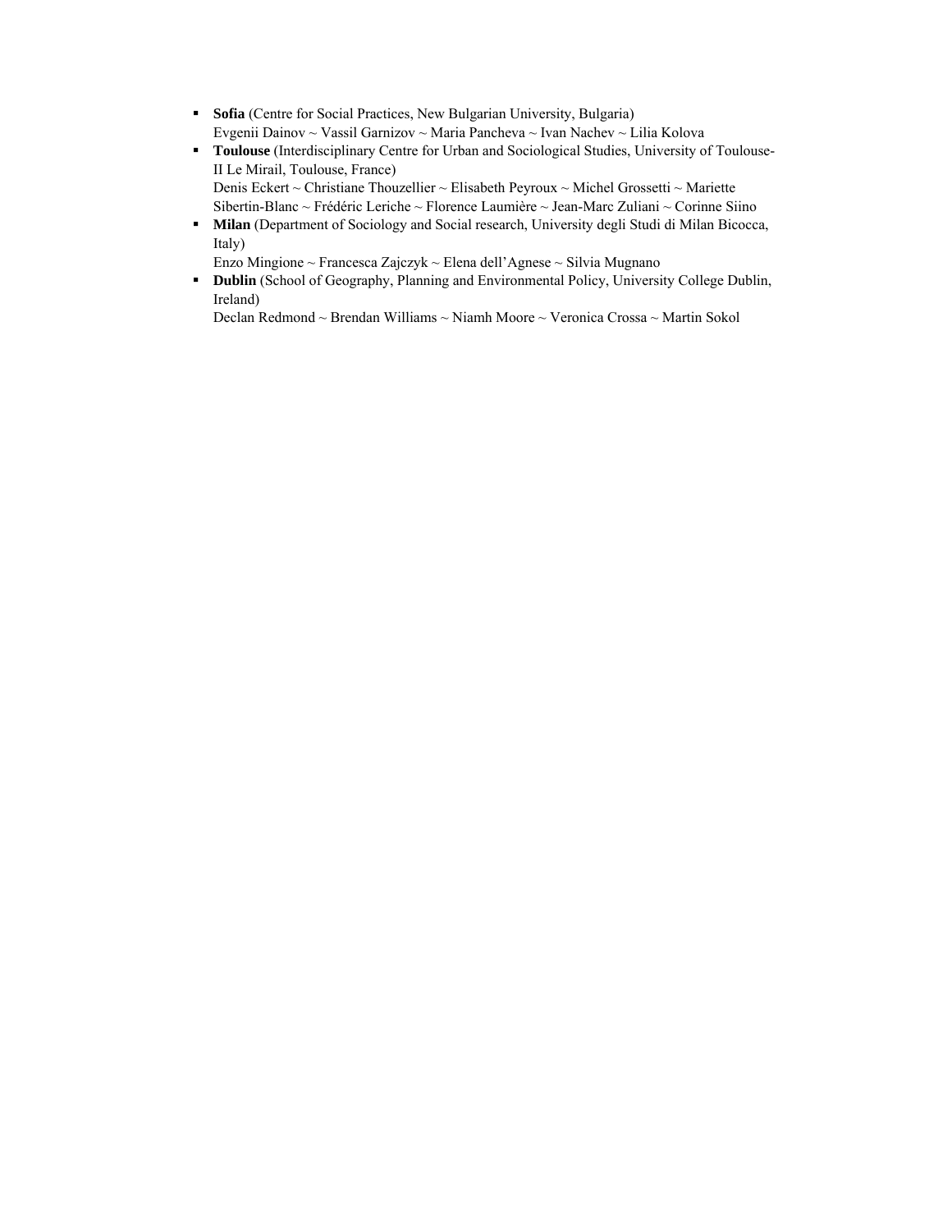- **Sofia** (Centre for Social Practices, New Bulgarian University, Bulgaria)
  Evgenii Dainov ~ Vassil Garnizov ~ Maria Pancheva ~ Ivan Nachev ~ Lilia Kolova
- **Toulouse** (Interdisciplinary Centre for Urban and Sociological Studies, University of Toulouse-II Le Mirail, Toulouse, France)
  Denis Eckert ~ Christiane Thouzellier ~ Elisabeth Peyroux ~ Michel Grossetti ~ Mariette Sibertin-Blanc ~ Frédéric Leriche ~ Florence Laumière ~ Jean-Marc Zuliani ~ Corinne Siino
- **Milan** (Department of Sociology and Social research, University degli Studi di Milan Bicocca, Italy)
  Enzo Mingione ~ Francesca Zajczyk ~ Elena dell'Agnese ~ Silvia Mugnano
- **Dublin** (School of Geography, Planning and Environmental Policy, University College Dublin, Ireland)
  Declan Redmond ~ Brendan Williams ~ Niamh Moore ~ Veronica Crossa ~ Martin Sokol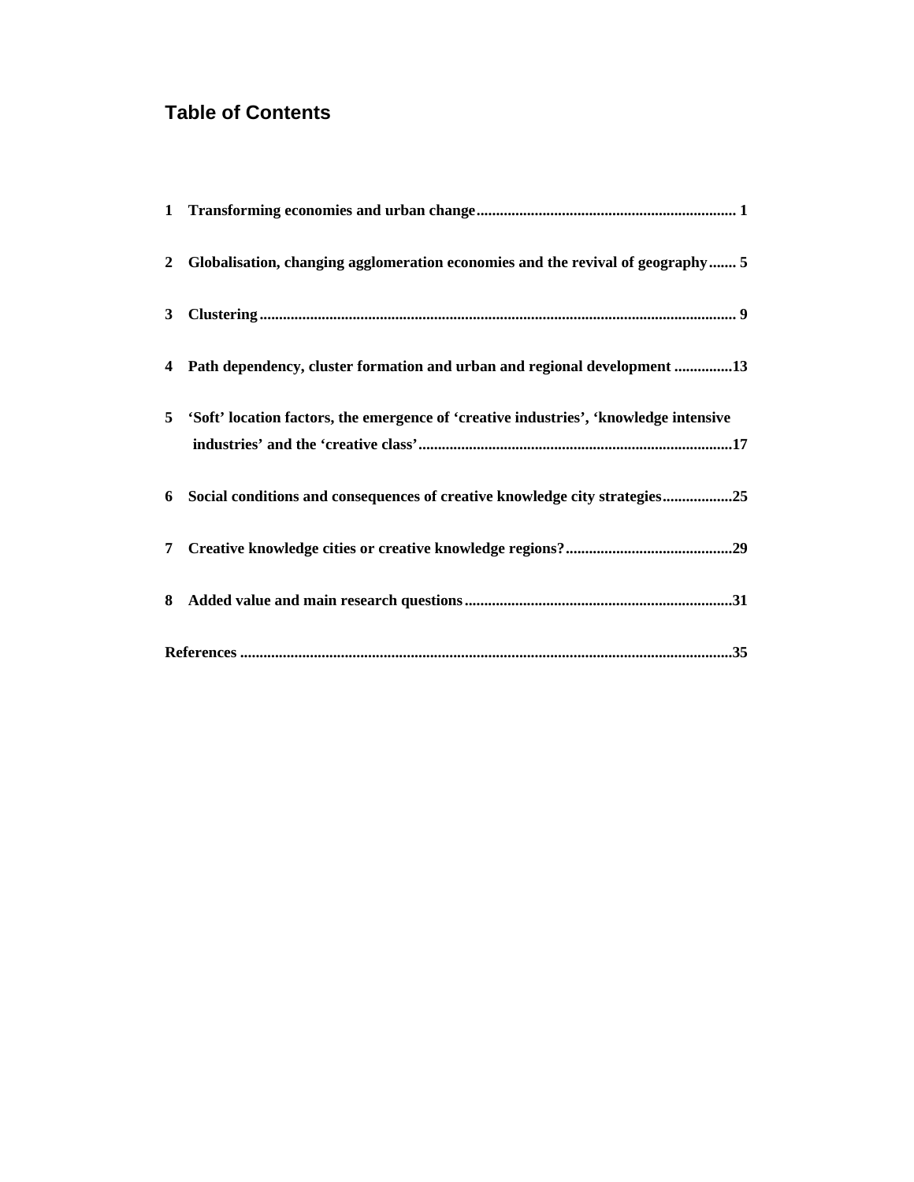## Table of Contents

1 Transforming economies and urban change .................................................................. 1

2 Globalisation, changing agglomeration economies and the revival of geography ....... 5

3 Clustering .......................................................................................................................... 9

4 Path dependency, cluster formation and urban and regional development ..............13

5 'Soft' location factors, the emergence of 'creative industries', 'knowledge intensive industries' and the 'creative class' ................................................................................17

6 Social conditions and consequences of creative knowledge city strategies..................25

7 Creative knowledge cities or creative knowledge regions? ...........................................29

8 Added value and main research questions ....................................................................31

References .............................................................................................................................35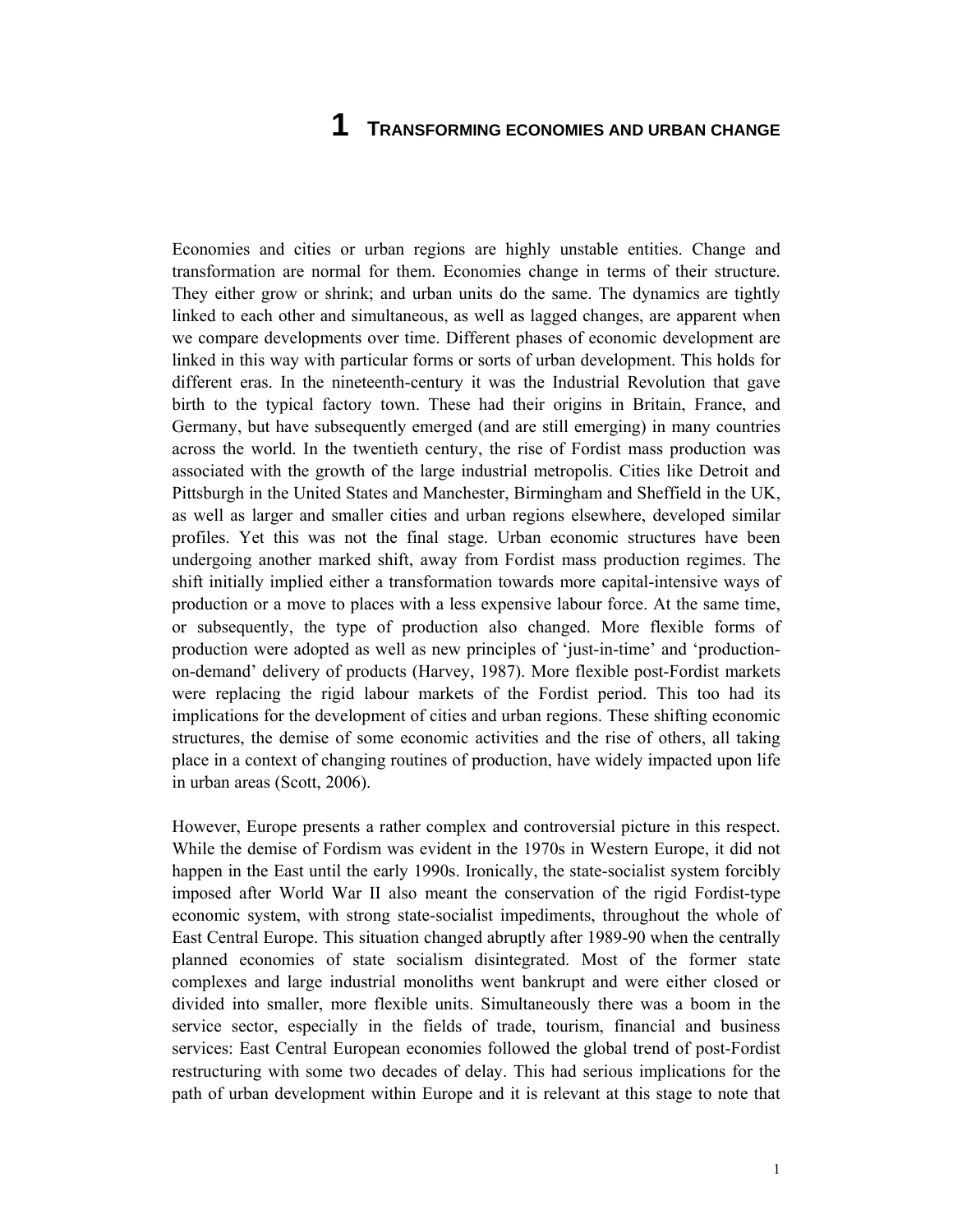# 1 TRANSFORMING ECONOMIES AND URBAN CHANGE

Economies and cities or urban regions are highly unstable entities. Change and transformation are normal for them. Economies change in terms of their structure. They either grow or shrink; and urban units do the same. The dynamics are tightly linked to each other and simultaneous, as well as lagged changes, are apparent when we compare developments over time. Different phases of economic development are linked in this way with particular forms or sorts of urban development. This holds for different eras. In the nineteenth-century it was the Industrial Revolution that gave birth to the typical factory town. These had their origins in Britain, France, and Germany, but have subsequently emerged (and are still emerging) in many countries across the world. In the twentieth century, the rise of Fordist mass production was associated with the growth of the large industrial metropolis. Cities like Detroit and Pittsburgh in the United States and Manchester, Birmingham and Sheffield in the UK, as well as larger and smaller cities and urban regions elsewhere, developed similar profiles. Yet this was not the final stage. Urban economic structures have been undergoing another marked shift, away from Fordist mass production regimes. The shift initially implied either a transformation towards more capital-intensive ways of production or a move to places with a less expensive labour force. At the same time, or subsequently, the type of production also changed. More flexible forms of production were adopted as well as new principles of 'just-in-time' and 'production-on-demand' delivery of products (Harvey, 1987). More flexible post-Fordist markets were replacing the rigid labour markets of the Fordist period. This too had its implications for the development of cities and urban regions. These shifting economic structures, the demise of some economic activities and the rise of others, all taking place in a context of changing routines of production, have widely impacted upon life in urban areas (Scott, 2006).

However, Europe presents a rather complex and controversial picture in this respect. While the demise of Fordism was evident in the 1970s in Western Europe, it did not happen in the East until the early 1990s. Ironically, the state-socialist system forcibly imposed after World War II also meant the conservation of the rigid Fordist-type economic system, with strong state-socialist impediments, throughout the whole of East Central Europe. This situation changed abruptly after 1989-90 when the centrally planned economies of state socialism disintegrated. Most of the former state complexes and large industrial monoliths went bankrupt and were either closed or divided into smaller, more flexible units. Simultaneously there was a boom in the service sector, especially in the fields of trade, tourism, financial and business services: East Central European economies followed the global trend of post-Fordist restructuring with some two decades of delay. This had serious implications for the path of urban development within Europe and it is relevant at this stage to note that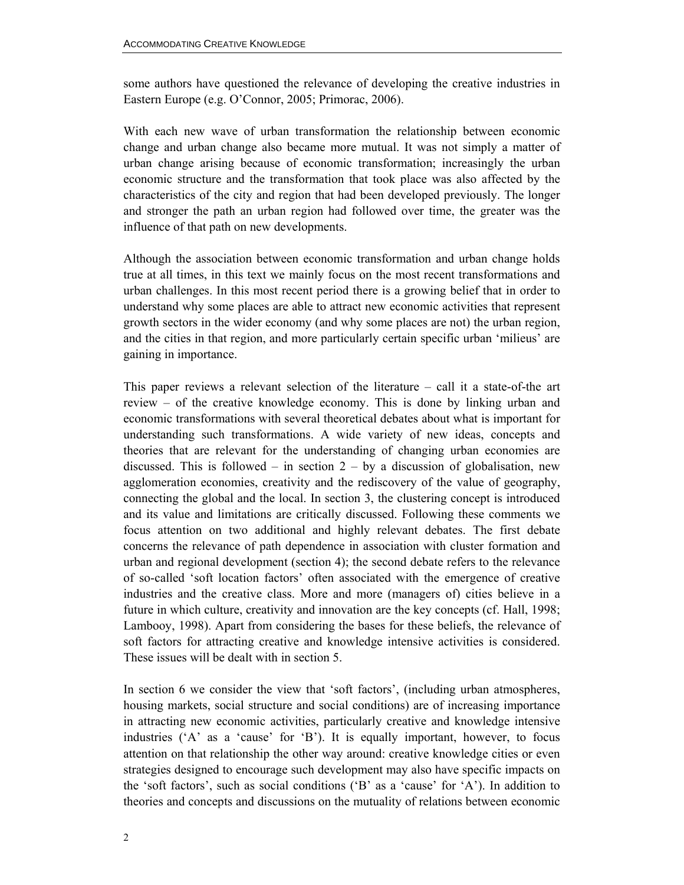some authors have questioned the relevance of developing the creative industries in Eastern Europe (e.g. O'Connor, 2005; Primorac, 2006).

With each new wave of urban transformation the relationship between economic change and urban change also became more mutual. It was not simply a matter of urban change arising because of economic transformation; increasingly the urban economic structure and the transformation that took place was also affected by the characteristics of the city and region that had been developed previously. The longer and stronger the path an urban region had followed over time, the greater was the influence of that path on new developments.

Although the association between economic transformation and urban change holds true at all times, in this text we mainly focus on the most recent transformations and urban challenges. In this most recent period there is a growing belief that in order to understand why some places are able to attract new economic activities that represent growth sectors in the wider economy (and why some places are not) the urban region, and the cities in that region, and more particularly certain specific urban 'milieus' are gaining in importance.

This paper reviews a relevant selection of the literature – call it a state-of-the art review – of the creative knowledge economy. This is done by linking urban and economic transformations with several theoretical debates about what is important for understanding such transformations. A wide variety of new ideas, concepts and theories that are relevant for the understanding of changing urban economies are discussed. This is followed – in section 2 – by a discussion of globalisation, new agglomeration economies, creativity and the rediscovery of the value of geography, connecting the global and the local. In section 3, the clustering concept is introduced and its value and limitations are critically discussed. Following these comments we focus attention on two additional and highly relevant debates. The first debate concerns the relevance of path dependence in association with cluster formation and urban and regional development (section 4); the second debate refers to the relevance of so-called 'soft location factors' often associated with the emergence of creative industries and the creative class. More and more (managers of) cities believe in a future in which culture, creativity and innovation are the key concepts (cf. Hall, 1998; Lambooy, 1998). Apart from considering the bases for these beliefs, the relevance of soft factors for attracting creative and knowledge intensive activities is considered. These issues will be dealt with in section 5.

In section 6 we consider the view that 'soft factors', (including urban atmospheres, housing markets, social structure and social conditions) are of increasing importance in attracting new economic activities, particularly creative and knowledge intensive industries ('A' as a 'cause' for 'B'). It is equally important, however, to focus attention on that relationship the other way around: creative knowledge cities or even strategies designed to encourage such development may also have specific impacts on the 'soft factors', such as social conditions ('B' as a 'cause' for 'A'). In addition to theories and concepts and discussions on the mutuality of relations between economic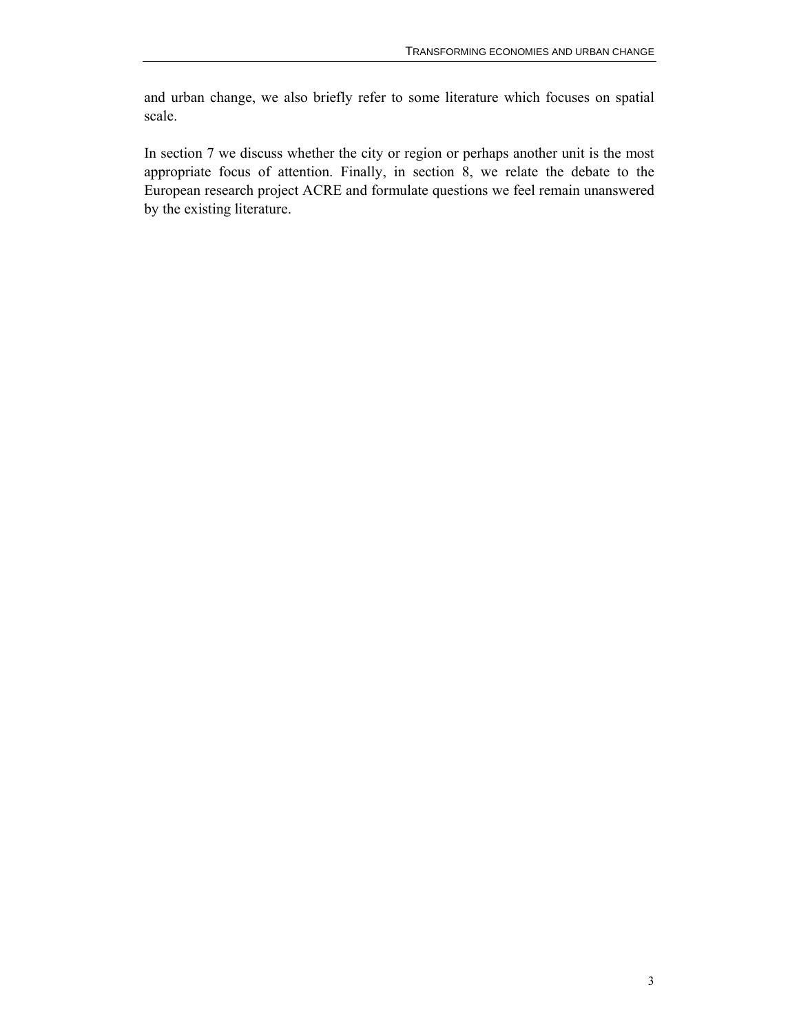and urban change, we also briefly refer to some literature which focuses on spatial scale.

In section 7 we discuss whether the city or region or perhaps another unit is the most appropriate focus of attention. Finally, in section 8, we relate the debate to the European research project ACRE and formulate questions we feel remain unanswered by the existing literature.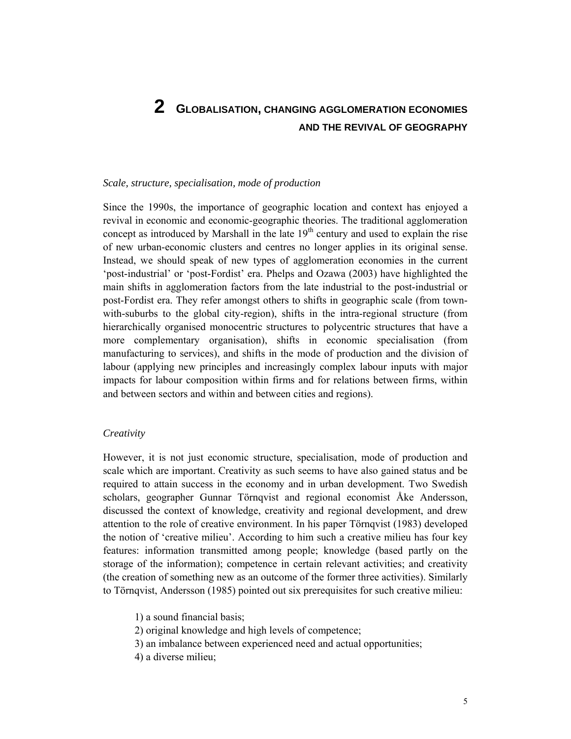# 2 GLOBALISATION, CHANGING AGGLOMERATION ECONOMIES AND THE REVIVAL OF GEOGRAPHY

*Scale, structure, specialisation, mode of production*

Since the 1990s, the importance of geographic location and context has enjoyed a revival in economic and economic-geographic theories. The traditional agglomeration concept as introduced by Marshall in the late 19th century and used to explain the rise of new urban-economic clusters and centres no longer applies in its original sense. Instead, we should speak of new types of agglomeration economies in the current 'post-industrial' or 'post-Fordist' era. Phelps and Ozawa (2003) have highlighted the main shifts in agglomeration factors from the late industrial to the post-industrial or post-Fordist era. They refer amongst others to shifts in geographic scale (from town-with-suburbs to the global city-region), shifts in the intra-regional structure (from hierarchically organised monocentric structures to polycentric structures that have a more complementary organisation), shifts in economic specialisation (from manufacturing to services), and shifts in the mode of production and the division of labour (applying new principles and increasingly complex labour inputs with major impacts for labour composition within firms and for relations between firms, within and between sectors and within and between cities and regions).

*Creativity*

However, it is not just economic structure, specialisation, mode of production and scale which are important. Creativity as such seems to have also gained status and be required to attain success in the economy and in urban development. Two Swedish scholars, geographer Gunnar Törnqvist and regional economist Åke Andersson, discussed the context of knowledge, creativity and regional development, and drew attention to the role of creative environment. In his paper Törnqvist (1983) developed the notion of 'creative milieu'. According to him such a creative milieu has four key features: information transmitted among people; knowledge (based partly on the storage of the information); competence in certain relevant activities; and creativity (the creation of something new as an outcome of the former three activities). Similarly to Törnqvist, Andersson (1985) pointed out six prerequisites for such creative milieu:

1) a sound financial basis;
2) original knowledge and high levels of competence;
3) an imbalance between experienced need and actual opportunities;
4) a diverse milieu;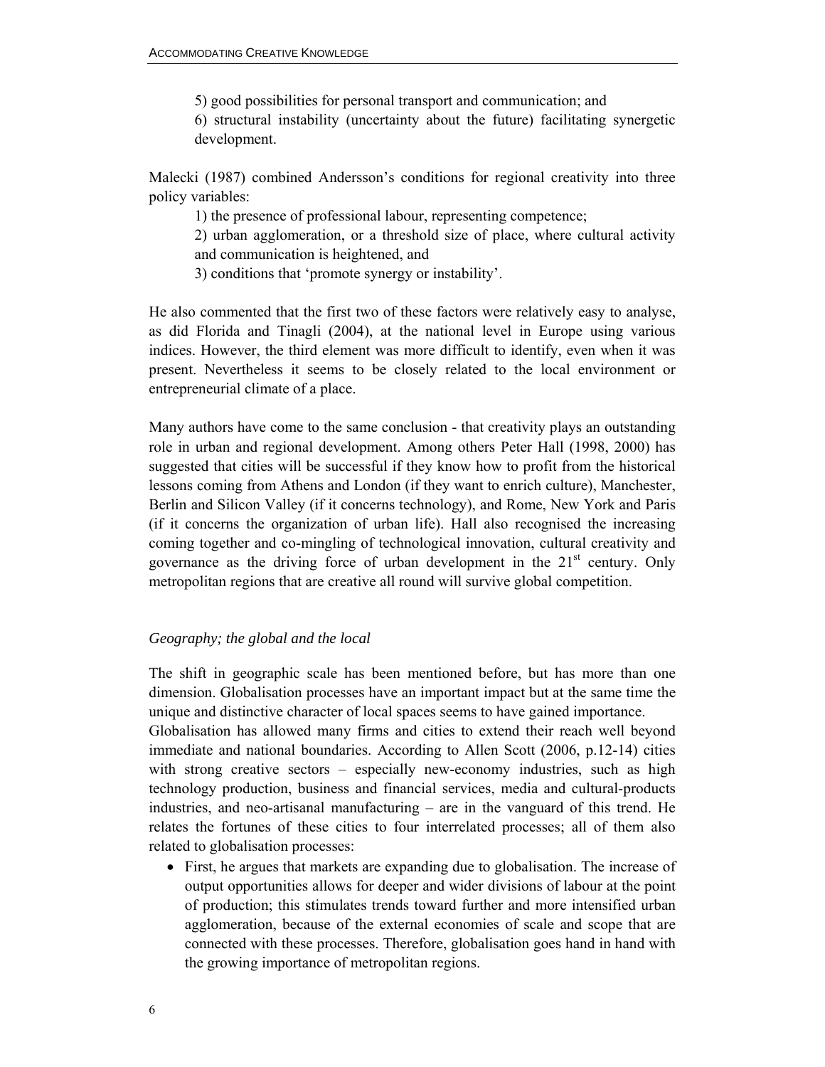5) good possibilities for personal transport and communication; and

6) structural instability (uncertainty about the future) facilitating synergetic development.

Malecki (1987) combined Andersson's conditions for regional creativity into three policy variables:

1) the presence of professional labour, representing competence;

2) urban agglomeration, or a threshold size of place, where cultural activity and communication is heightened, and

3) conditions that 'promote synergy or instability'.

He also commented that the first two of these factors were relatively easy to analyse, as did Florida and Tinagli (2004), at the national level in Europe using various indices. However, the third element was more difficult to identify, even when it was present. Nevertheless it seems to be closely related to the local environment or entrepreneurial climate of a place.

Many authors have come to the same conclusion - that creativity plays an outstanding role in urban and regional development. Among others Peter Hall (1998, 2000) has suggested that cities will be successful if they know how to profit from the historical lessons coming from Athens and London (if they want to enrich culture), Manchester, Berlin and Silicon Valley (if it concerns technology), and Rome, New York and Paris (if it concerns the organization of urban life). Hall also recognised the increasing coming together and co-mingling of technological innovation, cultural creativity and governance as the driving force of urban development in the 21st century. Only metropolitan regions that are creative all round will survive global competition.

*Geography; the global and the local*

The shift in geographic scale has been mentioned before, but has more than one dimension. Globalisation processes have an important impact but at the same time the unique and distinctive character of local spaces seems to have gained importance.

Globalisation has allowed many firms and cities to extend their reach well beyond immediate and national boundaries. According to Allen Scott (2006, p.12-14) cities with strong creative sectors – especially new-economy industries, such as high technology production, business and financial services, media and cultural-products industries, and neo-artisanal manufacturing – are in the vanguard of this trend. He relates the fortunes of these cities to four interrelated processes; all of them also related to globalisation processes:

- First, he argues that markets are expanding due to globalisation. The increase of output opportunities allows for deeper and wider divisions of labour at the point of production; this stimulates trends toward further and more intensified urban agglomeration, because of the external economies of scale and scope that are connected with these processes. Therefore, globalisation goes hand in hand with the growing importance of metropolitan regions.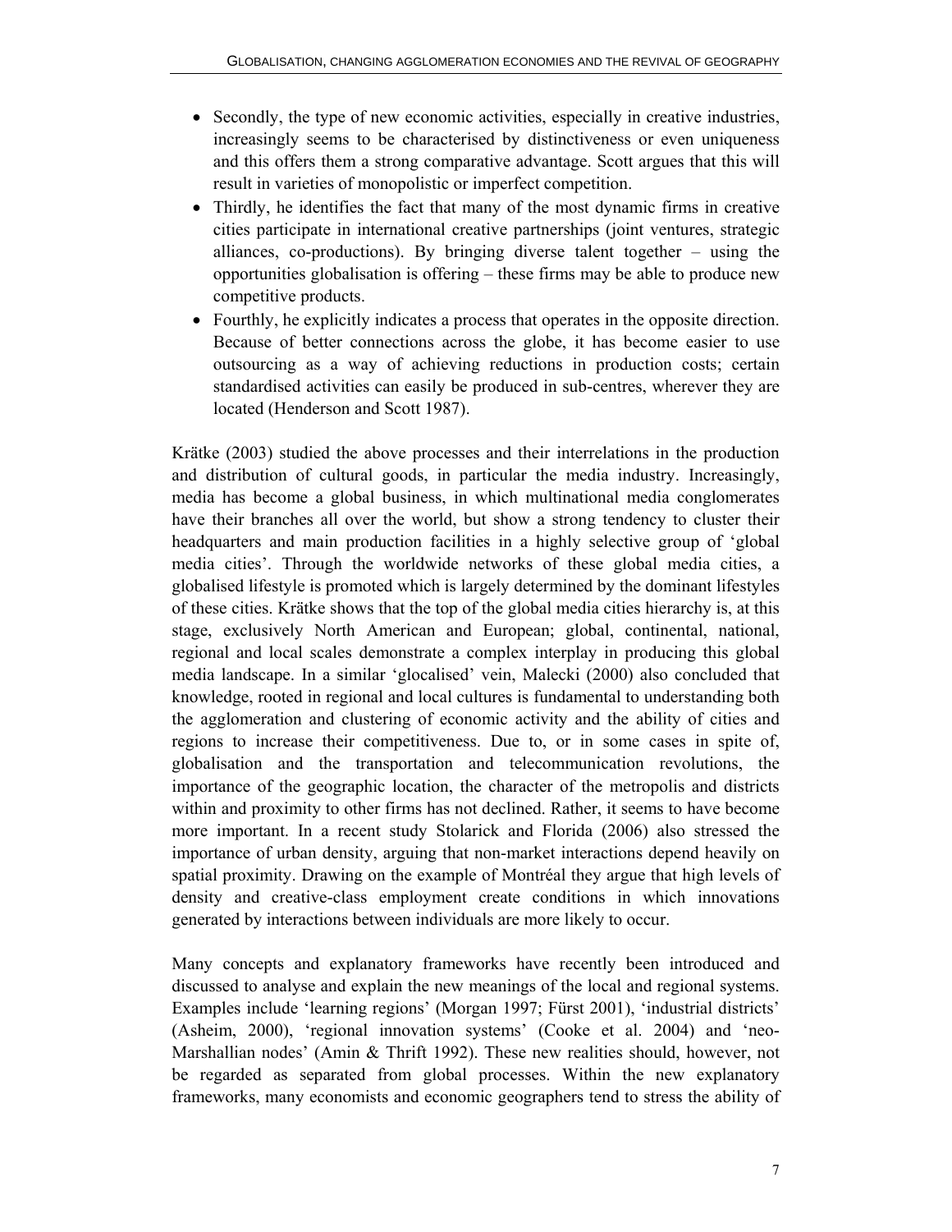- Secondly, the type of new economic activities, especially in creative industries, increasingly seems to be characterised by distinctiveness or even uniqueness and this offers them a strong comparative advantage. Scott argues that this will result in varieties of monopolistic or imperfect competition.
- Thirdly, he identifies the fact that many of the most dynamic firms in creative cities participate in international creative partnerships (joint ventures, strategic alliances, co-productions). By bringing diverse talent together – using the opportunities globalisation is offering – these firms may be able to produce new competitive products.
- Fourthly, he explicitly indicates a process that operates in the opposite direction. Because of better connections across the globe, it has become easier to use outsourcing as a way of achieving reductions in production costs; certain standardised activities can easily be produced in sub-centres, wherever they are located (Henderson and Scott 1987).

Krätke (2003) studied the above processes and their interrelations in the production and distribution of cultural goods, in particular the media industry. Increasingly, media has become a global business, in which multinational media conglomerates have their branches all over the world, but show a strong tendency to cluster their headquarters and main production facilities in a highly selective group of 'global media cities'. Through the worldwide networks of these global media cities, a globalised lifestyle is promoted which is largely determined by the dominant lifestyles of these cities. Krätke shows that the top of the global media cities hierarchy is, at this stage, exclusively North American and European; global, continental, national, regional and local scales demonstrate a complex interplay in producing this global media landscape. In a similar 'glocalised' vein, Malecki (2000) also concluded that knowledge, rooted in regional and local cultures is fundamental to understanding both the agglomeration and clustering of economic activity and the ability of cities and regions to increase their competitiveness. Due to, or in some cases in spite of, globalisation and the transportation and telecommunication revolutions, the importance of the geographic location, the character of the metropolis and districts within and proximity to other firms has not declined. Rather, it seems to have become more important. In a recent study Stolarick and Florida (2006) also stressed the importance of urban density, arguing that non-market interactions depend heavily on spatial proximity. Drawing on the example of Montréal they argue that high levels of density and creative-class employment create conditions in which innovations generated by interactions between individuals are more likely to occur.

Many concepts and explanatory frameworks have recently been introduced and discussed to analyse and explain the new meanings of the local and regional systems. Examples include 'learning regions' (Morgan 1997; Fürst 2001), 'industrial districts' (Asheim, 2000), 'regional innovation systems' (Cooke et al. 2004) and 'neo-Marshallian nodes' (Amin & Thrift 1992). These new realities should, however, not be regarded as separated from global processes. Within the new explanatory frameworks, many economists and economic geographers tend to stress the ability of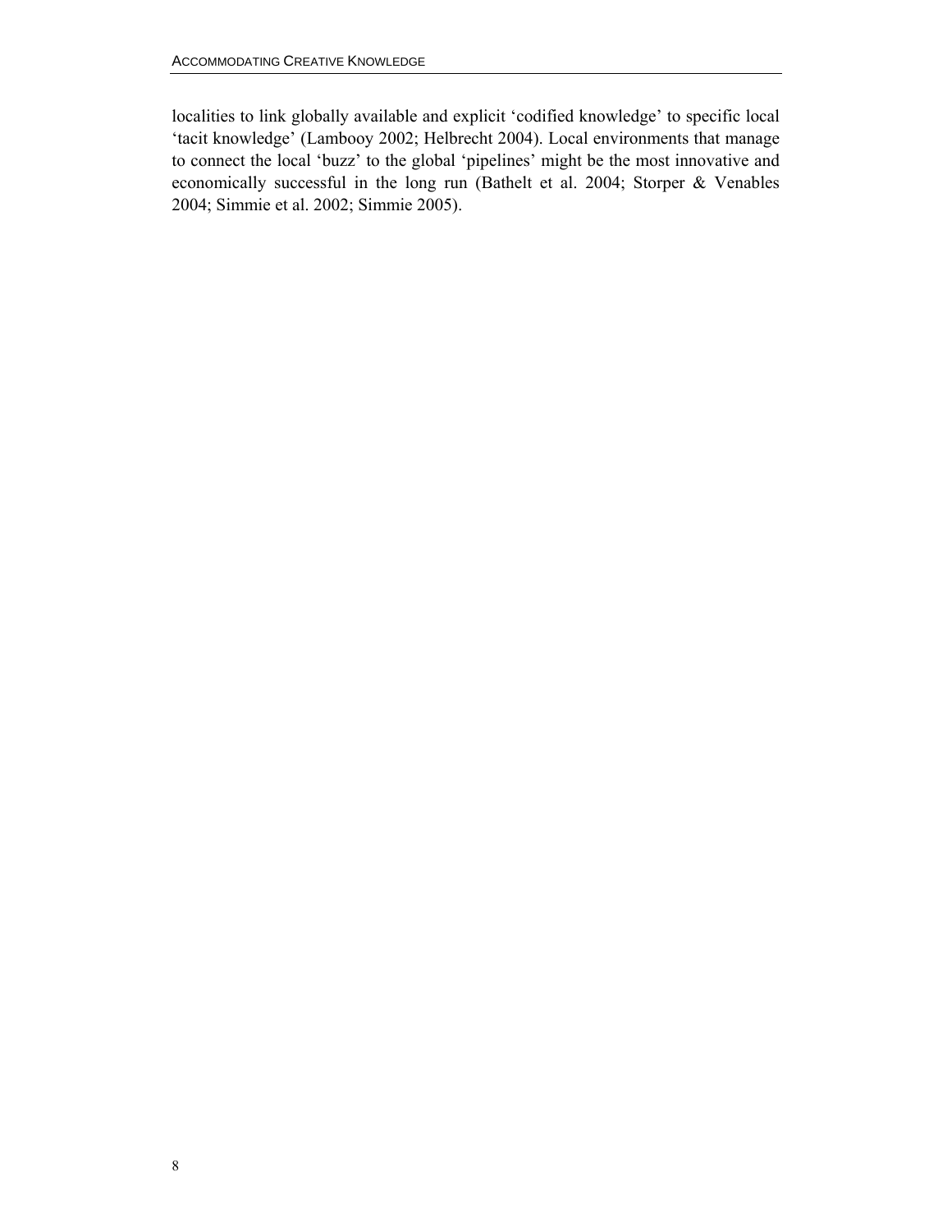localities to link globally available and explicit 'codified knowledge' to specific local 'tacit knowledge' (Lambooy 2002; Helbrecht 2004). Local environments that manage to connect the local 'buzz' to the global 'pipelines' might be the most innovative and economically successful in the long run (Bathelt et al. 2004; Storper & Venables 2004; Simmie et al. 2002; Simmie 2005).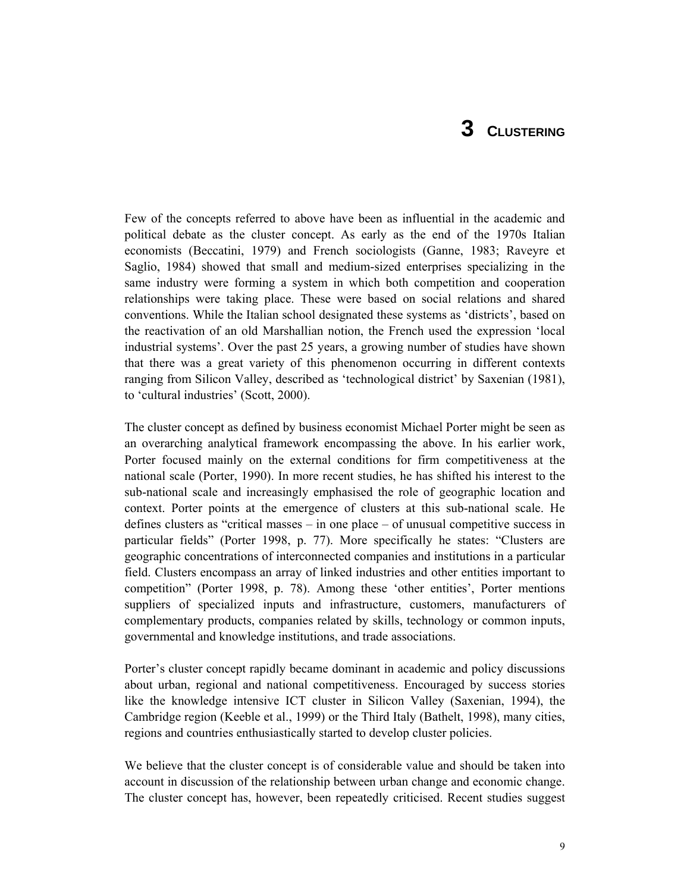# 3 CLUSTERING

Few of the concepts referred to above have been as influential in the academic and political debate as the cluster concept. As early as the end of the 1970s Italian economists (Beccatini, 1979) and French sociologists (Ganne, 1983; Raveyre et Saglio, 1984) showed that small and medium-sized enterprises specializing in the same industry were forming a system in which both competition and cooperation relationships were taking place. These were based on social relations and shared conventions. While the Italian school designated these systems as 'districts', based on the reactivation of an old Marshallian notion, the French used the expression 'local industrial systems'. Over the past 25 years, a growing number of studies have shown that there was a great variety of this phenomenon occurring in different contexts ranging from Silicon Valley, described as 'technological district' by Saxenian (1981), to 'cultural industries' (Scott, 2000).

The cluster concept as defined by business economist Michael Porter might be seen as an overarching analytical framework encompassing the above. In his earlier work, Porter focused mainly on the external conditions for firm competitiveness at the national scale (Porter, 1990). In more recent studies, he has shifted his interest to the sub-national scale and increasingly emphasised the role of geographic location and context. Porter points at the emergence of clusters at this sub-national scale. He defines clusters as "critical masses – in one place – of unusual competitive success in particular fields" (Porter 1998, p. 77). More specifically he states: "Clusters are geographic concentrations of interconnected companies and institutions in a particular field. Clusters encompass an array of linked industries and other entities important to competition" (Porter 1998, p. 78). Among these 'other entities', Porter mentions suppliers of specialized inputs and infrastructure, customers, manufacturers of complementary products, companies related by skills, technology or common inputs, governmental and knowledge institutions, and trade associations.

Porter's cluster concept rapidly became dominant in academic and policy discussions about urban, regional and national competitiveness. Encouraged by success stories like the knowledge intensive ICT cluster in Silicon Valley (Saxenian, 1994), the Cambridge region (Keeble et al., 1999) or the Third Italy (Bathelt, 1998), many cities, regions and countries enthusiastically started to develop cluster policies.

We believe that the cluster concept is of considerable value and should be taken into account in discussion of the relationship between urban change and economic change. The cluster concept has, however, been repeatedly criticised. Recent studies suggest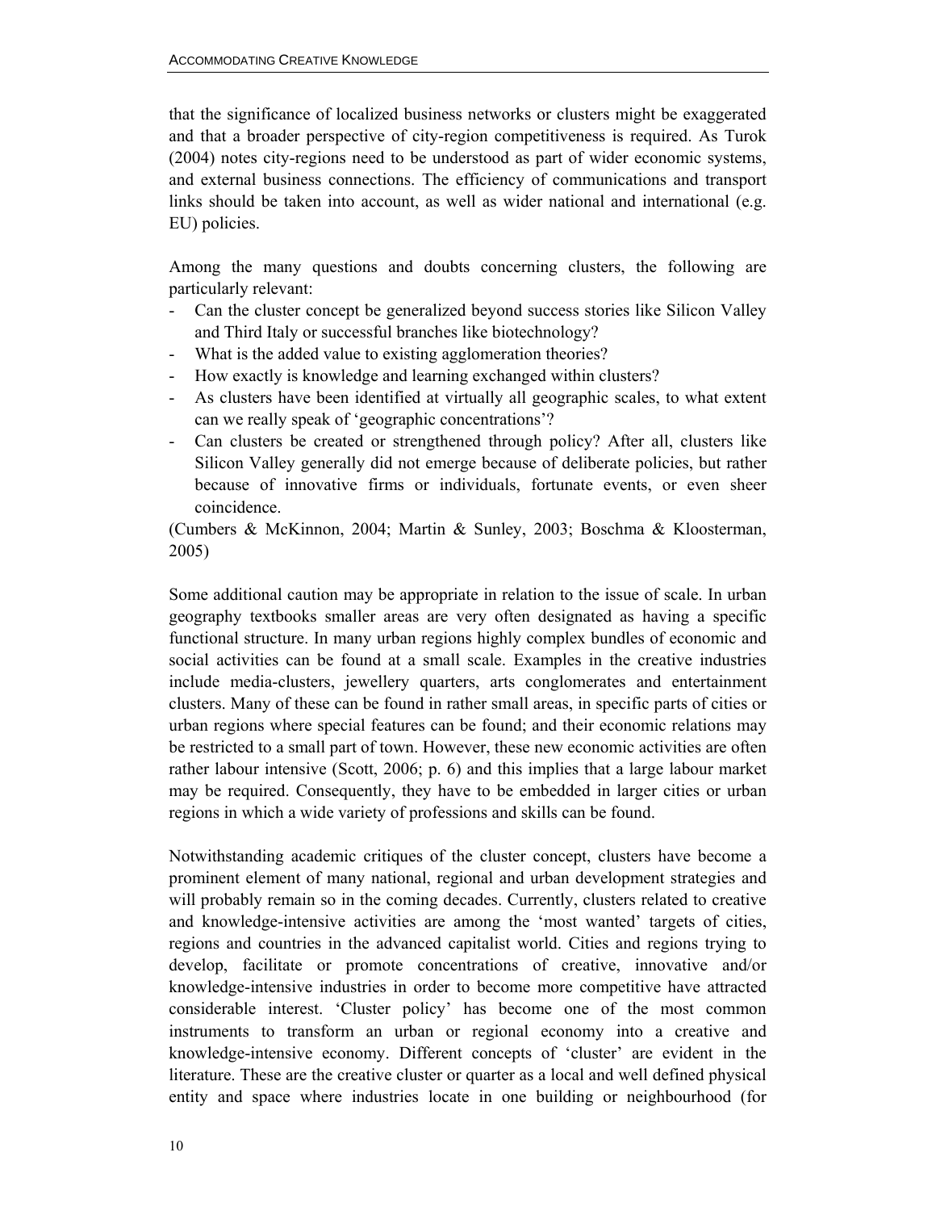that the significance of localized business networks or clusters might be exaggerated and that a broader perspective of city-region competitiveness is required. As Turok (2004) notes city-regions need to be understood as part of wider economic systems, and external business connections. The efficiency of communications and transport links should be taken into account, as well as wider national and international (e.g. EU) policies.

Among the many questions and doubts concerning clusters, the following are particularly relevant:

- Can the cluster concept be generalized beyond success stories like Silicon Valley and Third Italy or successful branches like biotechnology?
- What is the added value to existing agglomeration theories?
- How exactly is knowledge and learning exchanged within clusters?
- As clusters have been identified at virtually all geographic scales, to what extent can we really speak of 'geographic concentrations'?
- Can clusters be created or strengthened through policy? After all, clusters like Silicon Valley generally did not emerge because of deliberate policies, but rather because of innovative firms or individuals, fortunate events, or even sheer coincidence.

(Cumbers & McKinnon, 2004; Martin & Sunley, 2003; Boschma & Kloosterman, 2005)

Some additional caution may be appropriate in relation to the issue of scale. In urban geography textbooks smaller areas are very often designated as having a specific functional structure. In many urban regions highly complex bundles of economic and social activities can be found at a small scale. Examples in the creative industries include media-clusters, jewellery quarters, arts conglomerates and entertainment clusters. Many of these can be found in rather small areas, in specific parts of cities or urban regions where special features can be found; and their economic relations may be restricted to a small part of town. However, these new economic activities are often rather labour intensive (Scott, 2006; p. 6) and this implies that a large labour market may be required. Consequently, they have to be embedded in larger cities or urban regions in which a wide variety of professions and skills can be found.

Notwithstanding academic critiques of the cluster concept, clusters have become a prominent element of many national, regional and urban development strategies and will probably remain so in the coming decades. Currently, clusters related to creative and knowledge-intensive activities are among the 'most wanted' targets of cities, regions and countries in the advanced capitalist world. Cities and regions trying to develop, facilitate or promote concentrations of creative, innovative and/or knowledge-intensive industries in order to become more competitive have attracted considerable interest. 'Cluster policy' has become one of the most common instruments to transform an urban or regional economy into a creative and knowledge-intensive economy. Different concepts of 'cluster' are evident in the literature. These are the creative cluster or quarter as a local and well defined physical entity and space where industries locate in one building or neighbourhood (for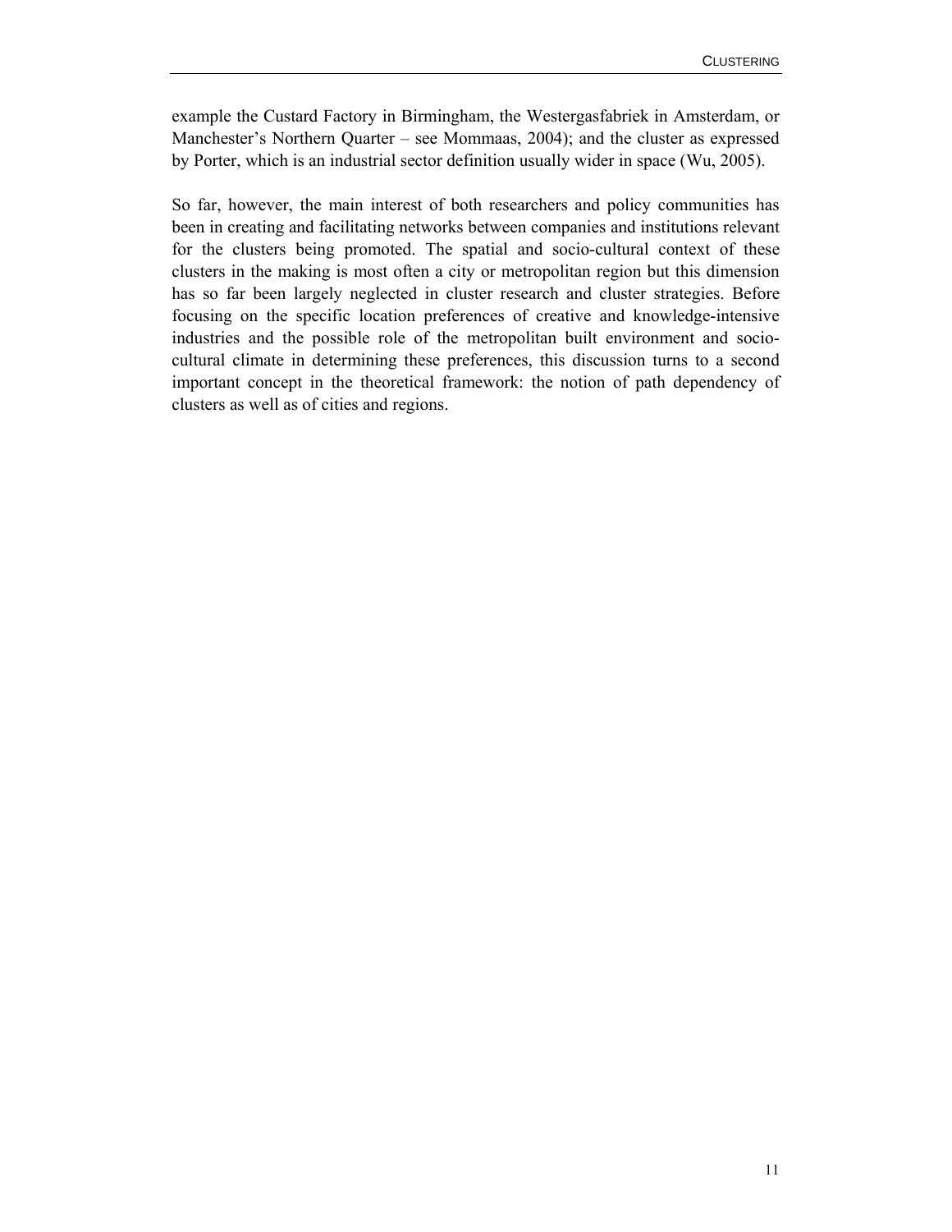example the Custard Factory in Birmingham, the Westergasfabriek in Amsterdam, or Manchester's Northern Quarter – see Mommaas, 2004); and the cluster as expressed by Porter, which is an industrial sector definition usually wider in space (Wu, 2005).

So far, however, the main interest of both researchers and policy communities has been in creating and facilitating networks between companies and institutions relevant for the clusters being promoted. The spatial and socio-cultural context of these clusters in the making is most often a city or metropolitan region but this dimension has so far been largely neglected in cluster research and cluster strategies. Before focusing on the specific location preferences of creative and knowledge-intensive industries and the possible role of the metropolitan built environment and socio-cultural climate in determining these preferences, this discussion turns to a second important concept in the theoretical framework: the notion of path dependency of clusters as well as of cities and regions.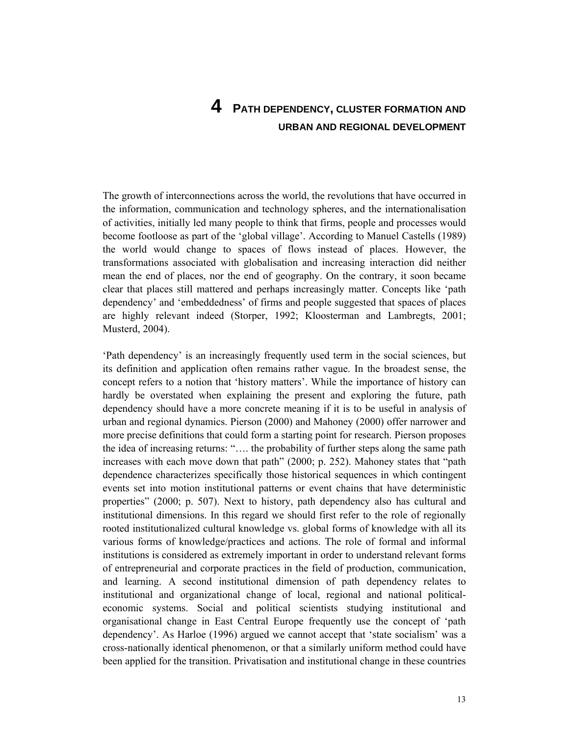# 4 PATH DEPENDENCY, CLUSTER FORMATION AND URBAN AND REGIONAL DEVELOPMENT

The growth of interconnections across the world, the revolutions that have occurred in the information, communication and technology spheres, and the internationalisation of activities, initially led many people to think that firms, people and processes would become footloose as part of the 'global village'. According to Manuel Castells (1989) the world would change to spaces of flows instead of places. However, the transformations associated with globalisation and increasing interaction did neither mean the end of places, nor the end of geography. On the contrary, it soon became clear that places still mattered and perhaps increasingly matter. Concepts like 'path dependency' and 'embeddedness' of firms and people suggested that spaces of places are highly relevant indeed (Storper, 1992; Kloosterman and Lambregts, 2001; Musterd, 2004).

'Path dependency' is an increasingly frequently used term in the social sciences, but its definition and application often remains rather vague. In the broadest sense, the concept refers to a notion that 'history matters'. While the importance of history can hardly be overstated when explaining the present and exploring the future, path dependency should have a more concrete meaning if it is to be useful in analysis of urban and regional dynamics. Pierson (2000) and Mahoney (2000) offer narrower and more precise definitions that could form a starting point for research. Pierson proposes the idea of increasing returns: "…. the probability of further steps along the same path increases with each move down that path" (2000; p. 252). Mahoney states that "path dependence characterizes specifically those historical sequences in which contingent events set into motion institutional patterns or event chains that have deterministic properties" (2000; p. 507). Next to history, path dependency also has cultural and institutional dimensions. In this regard we should first refer to the role of regionally rooted institutionalized cultural knowledge vs. global forms of knowledge with all its various forms of knowledge/practices and actions. The role of formal and informal institutions is considered as extremely important in order to understand relevant forms of entrepreneurial and corporate practices in the field of production, communication, and learning. A second institutional dimension of path dependency relates to institutional and organizational change of local, regional and national political-economic systems. Social and political scientists studying institutional and organisational change in East Central Europe frequently use the concept of 'path dependency'. As Harloe (1996) argued we cannot accept that 'state socialism' was a cross-nationally identical phenomenon, or that a similarly uniform method could have been applied for the transition. Privatisation and institutional change in these countries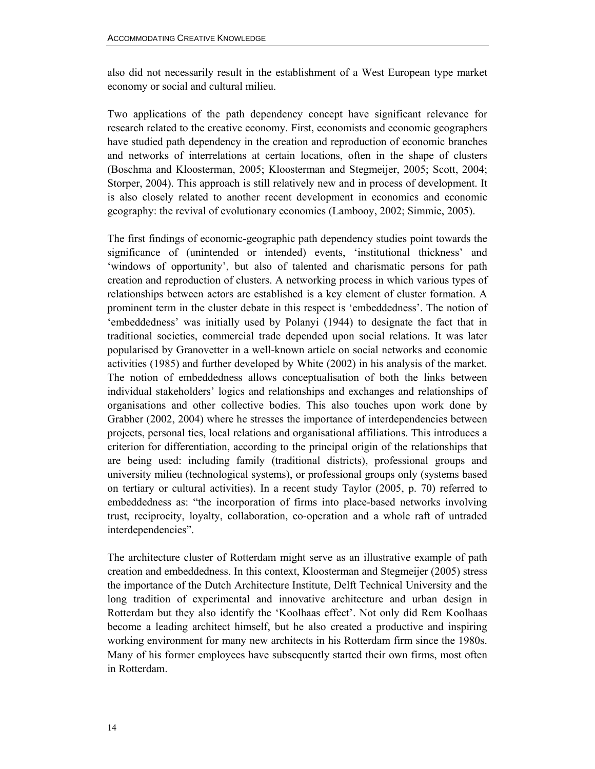also did not necessarily result in the establishment of a West European type market economy or social and cultural milieu.

Two applications of the path dependency concept have significant relevance for research related to the creative economy. First, economists and economic geographers have studied path dependency in the creation and reproduction of economic branches and networks of interrelations at certain locations, often in the shape of clusters (Boschma and Kloosterman, 2005; Kloosterman and Stegmeijer, 2005; Scott, 2004; Storper, 2004). This approach is still relatively new and in process of development. It is also closely related to another recent development in economics and economic geography: the revival of evolutionary economics (Lambooy, 2002; Simmie, 2005).

The first findings of economic-geographic path dependency studies point towards the significance of (unintended or intended) events, 'institutional thickness' and 'windows of opportunity', but also of talented and charismatic persons for path creation and reproduction of clusters. A networking process in which various types of relationships between actors are established is a key element of cluster formation. A prominent term in the cluster debate in this respect is 'embeddedness'. The notion of 'embeddedness' was initially used by Polanyi (1944) to designate the fact that in traditional societies, commercial trade depended upon social relations. It was later popularised by Granovetter in a well-known article on social networks and economic activities (1985) and further developed by White (2002) in his analysis of the market. The notion of embeddedness allows conceptualisation of both the links between individual stakeholders' logics and relationships and exchanges and relationships of organisations and other collective bodies. This also touches upon work done by Grabher (2002, 2004) where he stresses the importance of interdependencies between projects, personal ties, local relations and organisational affiliations. This introduces a criterion for differentiation, according to the principal origin of the relationships that are being used: including family (traditional districts), professional groups and university milieu (technological systems), or professional groups only (systems based on tertiary or cultural activities). In a recent study Taylor (2005, p. 70) referred to embeddedness as: "the incorporation of firms into place-based networks involving trust, reciprocity, loyalty, collaboration, co-operation and a whole raft of untraded interdependencies".

The architecture cluster of Rotterdam might serve as an illustrative example of path creation and embeddedness. In this context, Kloosterman and Stegmeijer (2005) stress the importance of the Dutch Architecture Institute, Delft Technical University and the long tradition of experimental and innovative architecture and urban design in Rotterdam but they also identify the 'Koolhaas effect'. Not only did Rem Koolhaas become a leading architect himself, but he also created a productive and inspiring working environment for many new architects in his Rotterdam firm since the 1980s. Many of his former employees have subsequently started their own firms, most often in Rotterdam.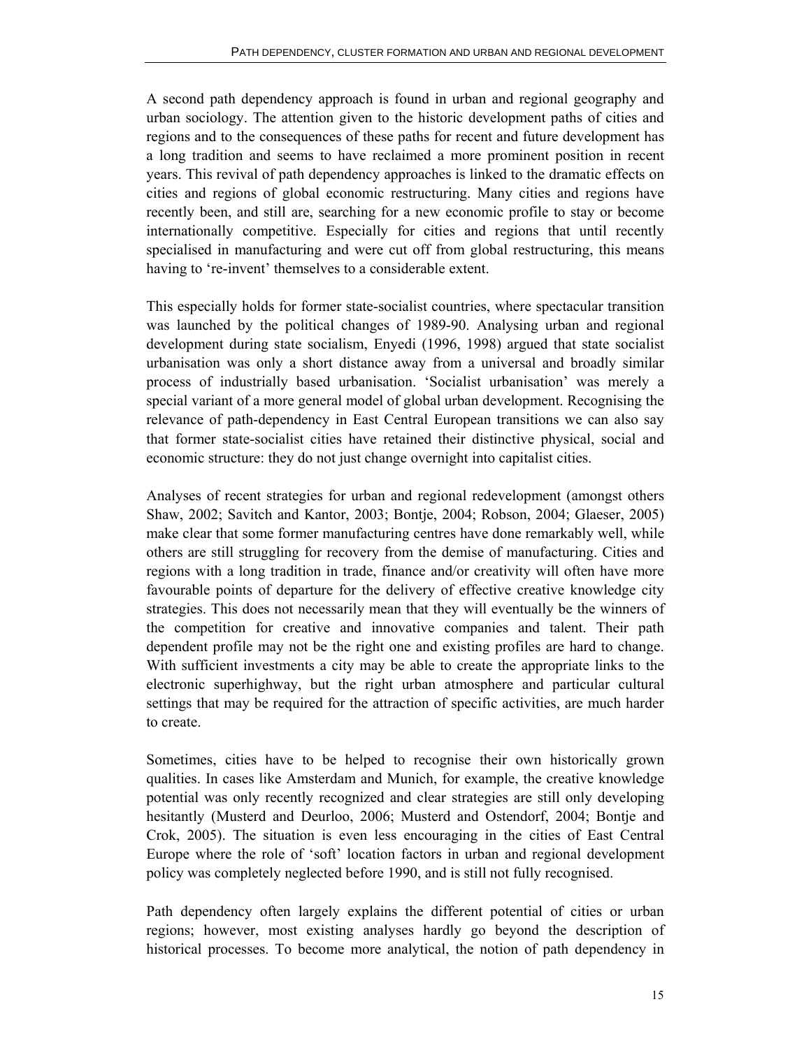A second path dependency approach is found in urban and regional geography and urban sociology. The attention given to the historic development paths of cities and regions and to the consequences of these paths for recent and future development has a long tradition and seems to have reclaimed a more prominent position in recent years. This revival of path dependency approaches is linked to the dramatic effects on cities and regions of global economic restructuring. Many cities and regions have recently been, and still are, searching for a new economic profile to stay or become internationally competitive. Especially for cities and regions that until recently specialised in manufacturing and were cut off from global restructuring, this means having to 're-invent' themselves to a considerable extent.

This especially holds for former state-socialist countries, where spectacular transition was launched by the political changes of 1989-90. Analysing urban and regional development during state socialism, Enyedi (1996, 1998) argued that state socialist urbanisation was only a short distance away from a universal and broadly similar process of industrially based urbanisation. 'Socialist urbanisation' was merely a special variant of a more general model of global urban development. Recognising the relevance of path-dependency in East Central European transitions we can also say that former state-socialist cities have retained their distinctive physical, social and economic structure: they do not just change overnight into capitalist cities.

Analyses of recent strategies for urban and regional redevelopment (amongst others Shaw, 2002; Savitch and Kantor, 2003; Bontje, 2004; Robson, 2004; Glaeser, 2005) make clear that some former manufacturing centres have done remarkably well, while others are still struggling for recovery from the demise of manufacturing. Cities and regions with a long tradition in trade, finance and/or creativity will often have more favourable points of departure for the delivery of effective creative knowledge city strategies. This does not necessarily mean that they will eventually be the winners of the competition for creative and innovative companies and talent. Their path dependent profile may not be the right one and existing profiles are hard to change. With sufficient investments a city may be able to create the appropriate links to the electronic superhighway, but the right urban atmosphere and particular cultural settings that may be required for the attraction of specific activities, are much harder to create.

Sometimes, cities have to be helped to recognise their own historically grown qualities. In cases like Amsterdam and Munich, for example, the creative knowledge potential was only recently recognized and clear strategies are still only developing hesitantly (Musterd and Deurloo, 2006; Musterd and Ostendorf, 2004; Bontje and Crok, 2005). The situation is even less encouraging in the cities of East Central Europe where the role of 'soft' location factors in urban and regional development policy was completely neglected before 1990, and is still not fully recognised.

Path dependency often largely explains the different potential of cities or urban regions; however, most existing analyses hardly go beyond the description of historical processes. To become more analytical, the notion of path dependency in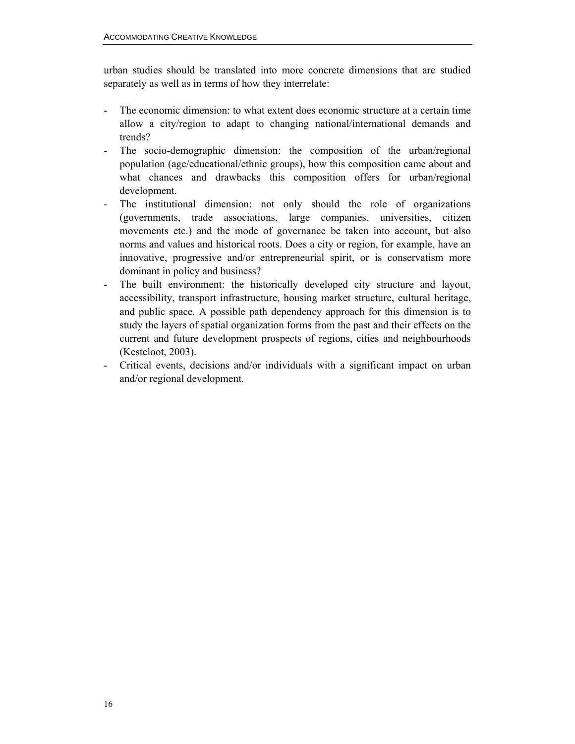urban studies should be translated into more concrete dimensions that are studied separately as well as in terms of how they interrelate:

- The economic dimension: to what extent does economic structure at a certain time allow a city/region to adapt to changing national/international demands and trends?
- The socio-demographic dimension: the composition of the urban/regional population (age/educational/ethnic groups), how this composition came about and what chances and drawbacks this composition offers for urban/regional development.
- The institutional dimension: not only should the role of organizations (governments, trade associations, large companies, universities, citizen movements etc.) and the mode of governance be taken into account, but also norms and values and historical roots. Does a city or region, for example, have an innovative, progressive and/or entrepreneurial spirit, or is conservatism more dominant in policy and business?
- The built environment: the historically developed city structure and layout, accessibility, transport infrastructure, housing market structure, cultural heritage, and public space. A possible path dependency approach for this dimension is to study the layers of spatial organization forms from the past and their effects on the current and future development prospects of regions, cities and neighbourhoods (Kesteloot, 2003).
- Critical events, decisions and/or individuals with a significant impact on urban and/or regional development.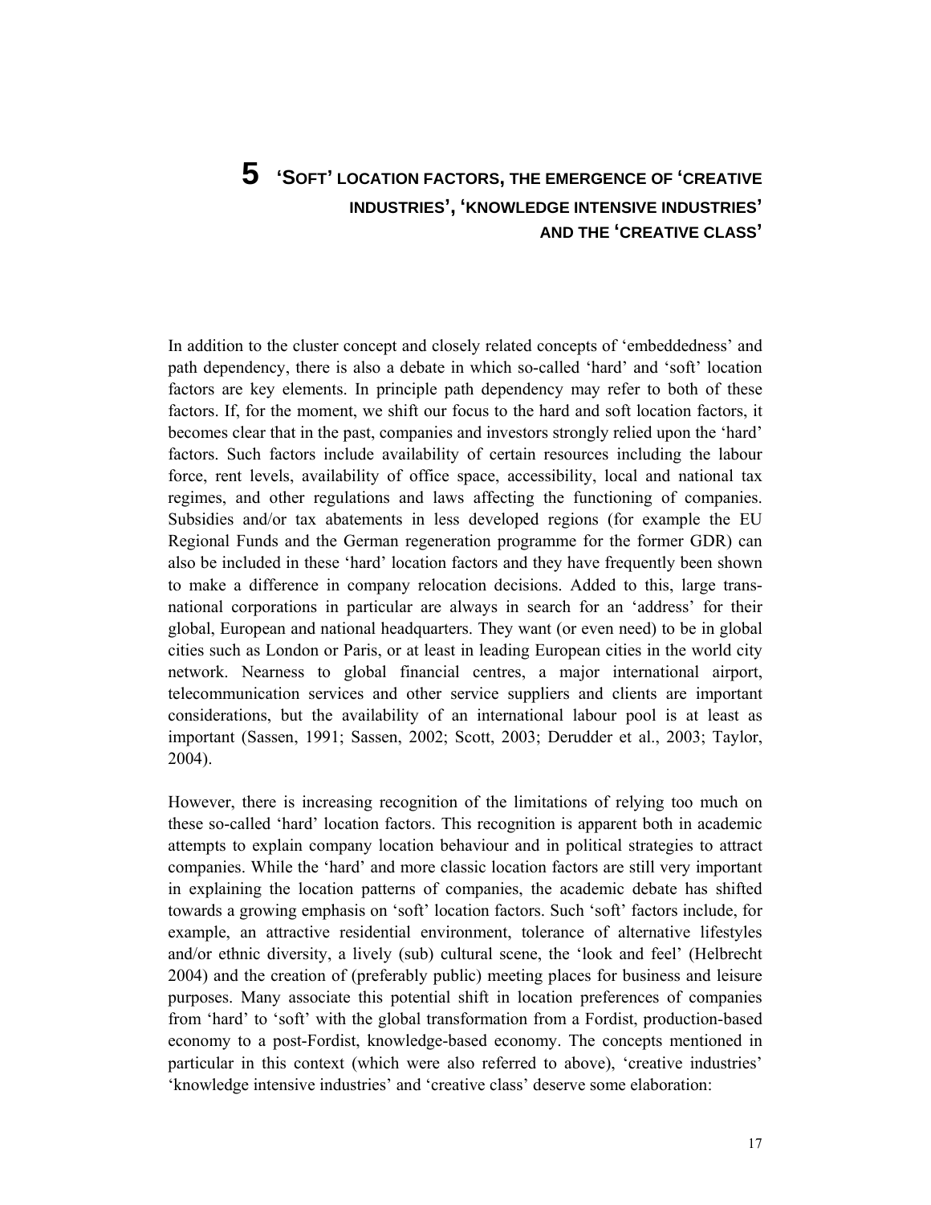# 5 'SOFT' LOCATION FACTORS, THE EMERGENCE OF 'CREATIVE INDUSTRIES', 'KNOWLEDGE INTENSIVE INDUSTRIES' AND THE 'CREATIVE CLASS'

In addition to the cluster concept and closely related concepts of 'embeddedness' and path dependency, there is also a debate in which so-called 'hard' and 'soft' location factors are key elements. In principle path dependency may refer to both of these factors. If, for the moment, we shift our focus to the hard and soft location factors, it becomes clear that in the past, companies and investors strongly relied upon the 'hard' factors. Such factors include availability of certain resources including the labour force, rent levels, availability of office space, accessibility, local and national tax regimes, and other regulations and laws affecting the functioning of companies. Subsidies and/or tax abatements in less developed regions (for example the EU Regional Funds and the German regeneration programme for the former GDR) can also be included in these 'hard' location factors and they have frequently been shown to make a difference in company relocation decisions. Added to this, large trans-national corporations in particular are always in search for an 'address' for their global, European and national headquarters. They want (or even need) to be in global cities such as London or Paris, or at least in leading European cities in the world city network. Nearness to global financial centres, a major international airport, telecommunication services and other service suppliers and clients are important considerations, but the availability of an international labour pool is at least as important (Sassen, 1991; Sassen, 2002; Scott, 2003; Derudder et al., 2003; Taylor, 2004).

However, there is increasing recognition of the limitations of relying too much on these so-called 'hard' location factors. This recognition is apparent both in academic attempts to explain company location behaviour and in political strategies to attract companies. While the 'hard' and more classic location factors are still very important in explaining the location patterns of companies, the academic debate has shifted towards a growing emphasis on 'soft' location factors. Such 'soft' factors include, for example, an attractive residential environment, tolerance of alternative lifestyles and/or ethnic diversity, a lively (sub) cultural scene, the 'look and feel' (Helbrecht 2004) and the creation of (preferably public) meeting places for business and leisure purposes. Many associate this potential shift in location preferences of companies from 'hard' to 'soft' with the global transformation from a Fordist, production-based economy to a post-Fordist, knowledge-based economy. The concepts mentioned in particular in this context (which were also referred to above), 'creative industries' 'knowledge intensive industries' and 'creative class' deserve some elaboration: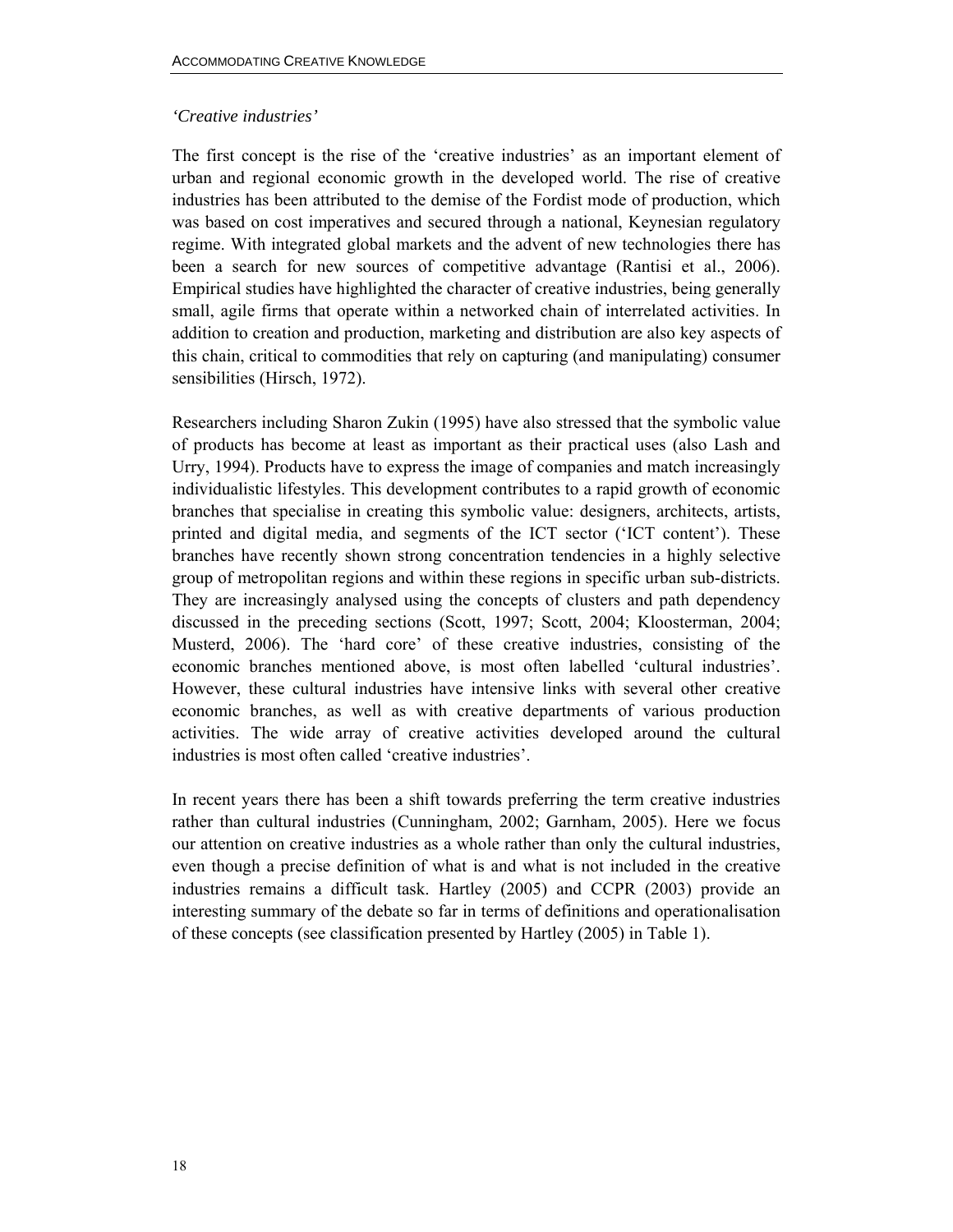### *'Creative industries'*

The first concept is the rise of the 'creative industries' as an important element of urban and regional economic growth in the developed world. The rise of creative industries has been attributed to the demise of the Fordist mode of production, which was based on cost imperatives and secured through a national, Keynesian regulatory regime. With integrated global markets and the advent of new technologies there has been a search for new sources of competitive advantage (Rantisi et al., 2006). Empirical studies have highlighted the character of creative industries, being generally small, agile firms that operate within a networked chain of interrelated activities. In addition to creation and production, marketing and distribution are also key aspects of this chain, critical to commodities that rely on capturing (and manipulating) consumer sensibilities (Hirsch, 1972).

Researchers including Sharon Zukin (1995) have also stressed that the symbolic value of products has become at least as important as their practical uses (also Lash and Urry, 1994). Products have to express the image of companies and match increasingly individualistic lifestyles. This development contributes to a rapid growth of economic branches that specialise in creating this symbolic value: designers, architects, artists, printed and digital media, and segments of the ICT sector ('ICT content'). These branches have recently shown strong concentration tendencies in a highly selective group of metropolitan regions and within these regions in specific urban sub-districts. They are increasingly analysed using the concepts of clusters and path dependency discussed in the preceding sections (Scott, 1997; Scott, 2004; Kloosterman, 2004; Musterd, 2006). The 'hard core' of these creative industries, consisting of the economic branches mentioned above, is most often labelled 'cultural industries'. However, these cultural industries have intensive links with several other creative economic branches, as well as with creative departments of various production activities. The wide array of creative activities developed around the cultural industries is most often called 'creative industries'.

In recent years there has been a shift towards preferring the term creative industries rather than cultural industries (Cunningham, 2002; Garnham, 2005). Here we focus our attention on creative industries as a whole rather than only the cultural industries, even though a precise definition of what is and what is not included in the creative industries remains a difficult task. Hartley (2005) and CCPR (2003) provide an interesting summary of the debate so far in terms of definitions and operationalisation of these concepts (see classification presented by Hartley (2005) in Table 1).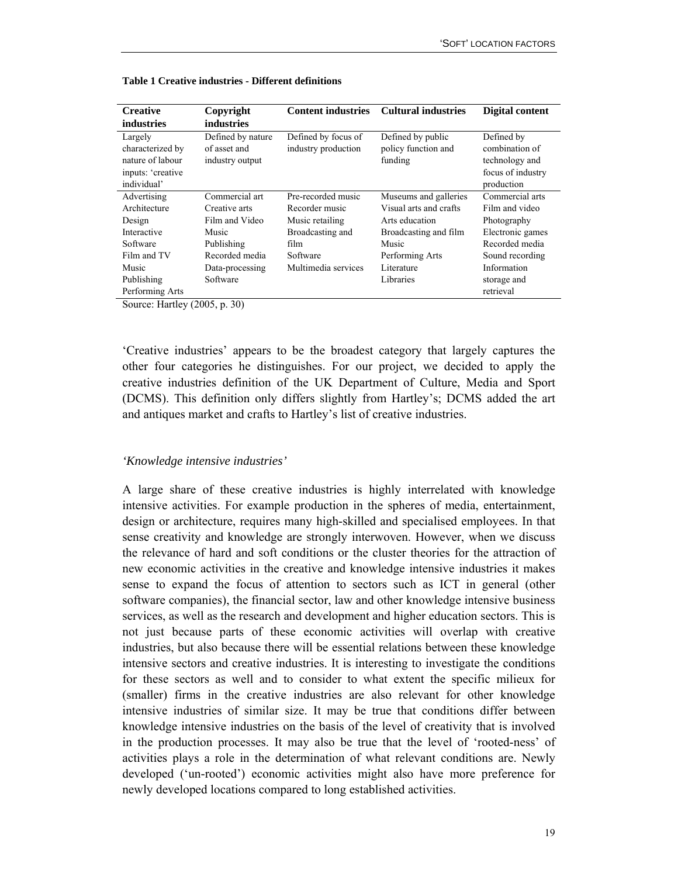**Table 1 Creative industries - Different definitions**

| Creative industries | Copyright industries | Content industries | Cultural industries | Digital content |
|---|---|---|---|---|
| Largely characterized by nature of labour inputs: 'creative individual' | Defined by nature of asset and industry output | Defined by focus of industry production | Defined by public policy function and funding | Defined by combination of technology and focus of industry production |
| Advertising<br>Architecture<br>Design<br>Interactive<br>Software<br>Film and TV<br>Music<br>Publishing<br>Performing Arts | Commercial art<br>Creative arts<br>Film and Video<br>Music<br>Publishing<br>Recorded media<br>Data-processing<br>Software | Pre-recorded music<br>Recorder music<br>Music retailing<br>Broadcasting and film<br>Software<br>Multimedia services | Museums and galleries<br>Visual arts and crafts<br>Arts education<br>Broadcasting and film<br>Music<br>Performing Arts<br>Literature<br>Libraries | Commercial arts<br>Film and video<br>Photography<br>Electronic games<br>Recorded media<br>Sound recording<br>Information storage and retrieval |

Source: Hartley (2005, p. 30)

'Creative industries' appears to be the broadest category that largely captures the other four categories he distinguishes. For our project, we decided to apply the creative industries definition of the UK Department of Culture, Media and Sport (DCMS). This definition only differs slightly from Hartley's; DCMS added the art and antiques market and crafts to Hartley's list of creative industries.

*'Knowledge intensive industries'*

A large share of these creative industries is highly interrelated with knowledge intensive activities. For example production in the spheres of media, entertainment, design or architecture, requires many high-skilled and specialised employees. In that sense creativity and knowledge are strongly interwoven. However, when we discuss the relevance of hard and soft conditions or the cluster theories for the attraction of new economic activities in the creative and knowledge intensive industries it makes sense to expand the focus of attention to sectors such as ICT in general (other software companies), the financial sector, law and other knowledge intensive business services, as well as the research and development and higher education sectors. This is not just because parts of these economic activities will overlap with creative industries, but also because there will be essential relations between these knowledge intensive sectors and creative industries. It is interesting to investigate the conditions for these sectors as well and to consider to what extent the specific milieux for (smaller) firms in the creative industries are also relevant for other knowledge intensive industries of similar size. It may be true that conditions differ between knowledge intensive industries on the basis of the level of creativity that is involved in the production processes. It may also be true that the level of 'rooted-ness' of activities plays a role in the determination of what relevant conditions are. Newly developed ('un-rooted') economic activities might also have more preference for newly developed locations compared to long established activities.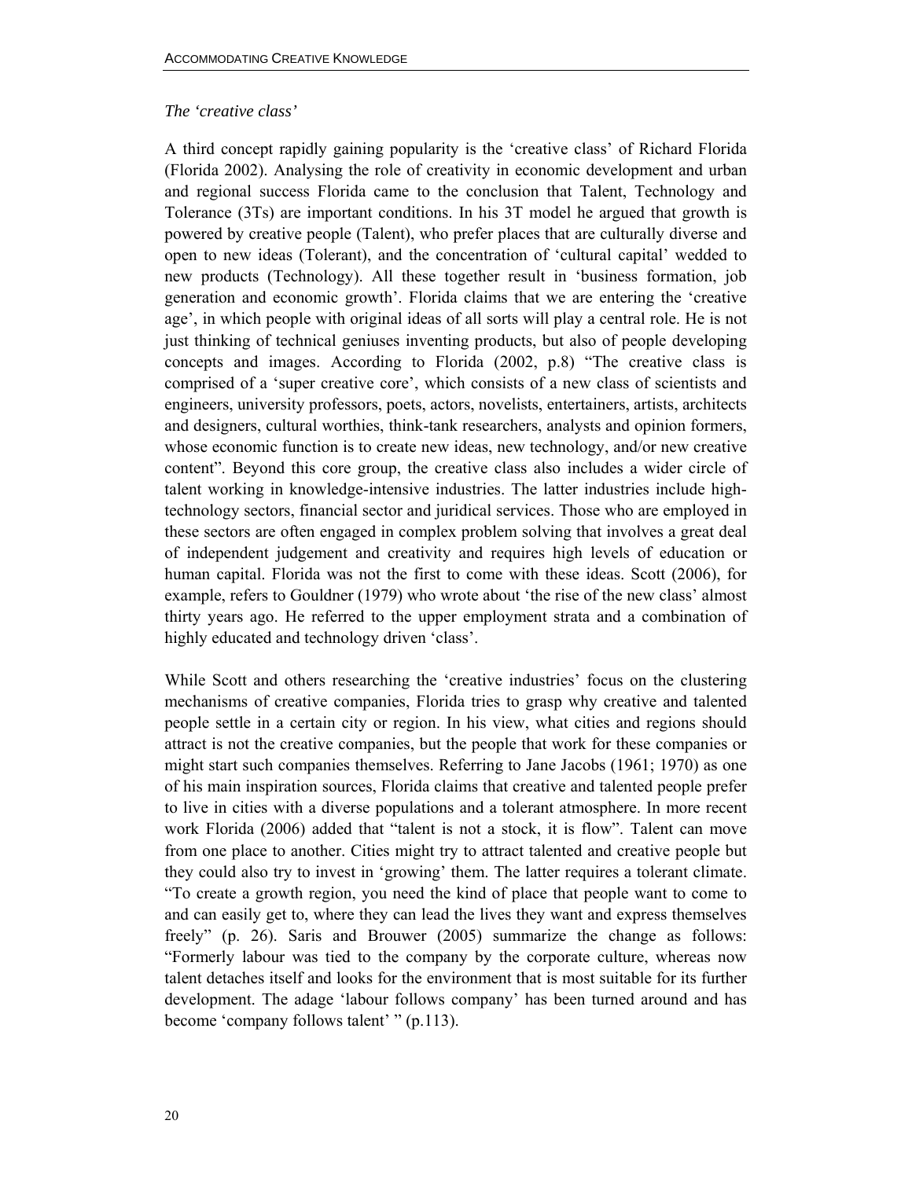### *The 'creative class'*

A third concept rapidly gaining popularity is the 'creative class' of Richard Florida (Florida 2002). Analysing the role of creativity in economic development and urban and regional success Florida came to the conclusion that Talent, Technology and Tolerance (3Ts) are important conditions. In his 3T model he argued that growth is powered by creative people (Talent), who prefer places that are culturally diverse and open to new ideas (Tolerant), and the concentration of 'cultural capital' wedded to new products (Technology). All these together result in 'business formation, job generation and economic growth'. Florida claims that we are entering the 'creative age', in which people with original ideas of all sorts will play a central role. He is not just thinking of technical geniuses inventing products, but also of people developing concepts and images. According to Florida (2002, p.8) "The creative class is comprised of a 'super creative core', which consists of a new class of scientists and engineers, university professors, poets, actors, novelists, entertainers, artists, architects and designers, cultural worthies, think-tank researchers, analysts and opinion formers, whose economic function is to create new ideas, new technology, and/or new creative content". Beyond this core group, the creative class also includes a wider circle of talent working in knowledge-intensive industries. The latter industries include high-technology sectors, financial sector and juridical services. Those who are employed in these sectors are often engaged in complex problem solving that involves a great deal of independent judgement and creativity and requires high levels of education or human capital. Florida was not the first to come with these ideas. Scott (2006), for example, refers to Gouldner (1979) who wrote about 'the rise of the new class' almost thirty years ago. He referred to the upper employment strata and a combination of highly educated and technology driven 'class'.

While Scott and others researching the 'creative industries' focus on the clustering mechanisms of creative companies, Florida tries to grasp why creative and talented people settle in a certain city or region. In his view, what cities and regions should attract is not the creative companies, but the people that work for these companies or might start such companies themselves. Referring to Jane Jacobs (1961; 1970) as one of his main inspiration sources, Florida claims that creative and talented people prefer to live in cities with a diverse populations and a tolerant atmosphere. In more recent work Florida (2006) added that "talent is not a stock, it is flow". Talent can move from one place to another. Cities might try to attract talented and creative people but they could also try to invest in 'growing' them. The latter requires a tolerant climate. "To create a growth region, you need the kind of place that people want to come to and can easily get to, where they can lead the lives they want and express themselves freely" (p. 26). Saris and Brouwer (2005) summarize the change as follows: "Formerly labour was tied to the company by the corporate culture, whereas now talent detaches itself and looks for the environment that is most suitable for its further development. The adage 'labour follows company' has been turned around and has become 'company follows talent' " (p.113).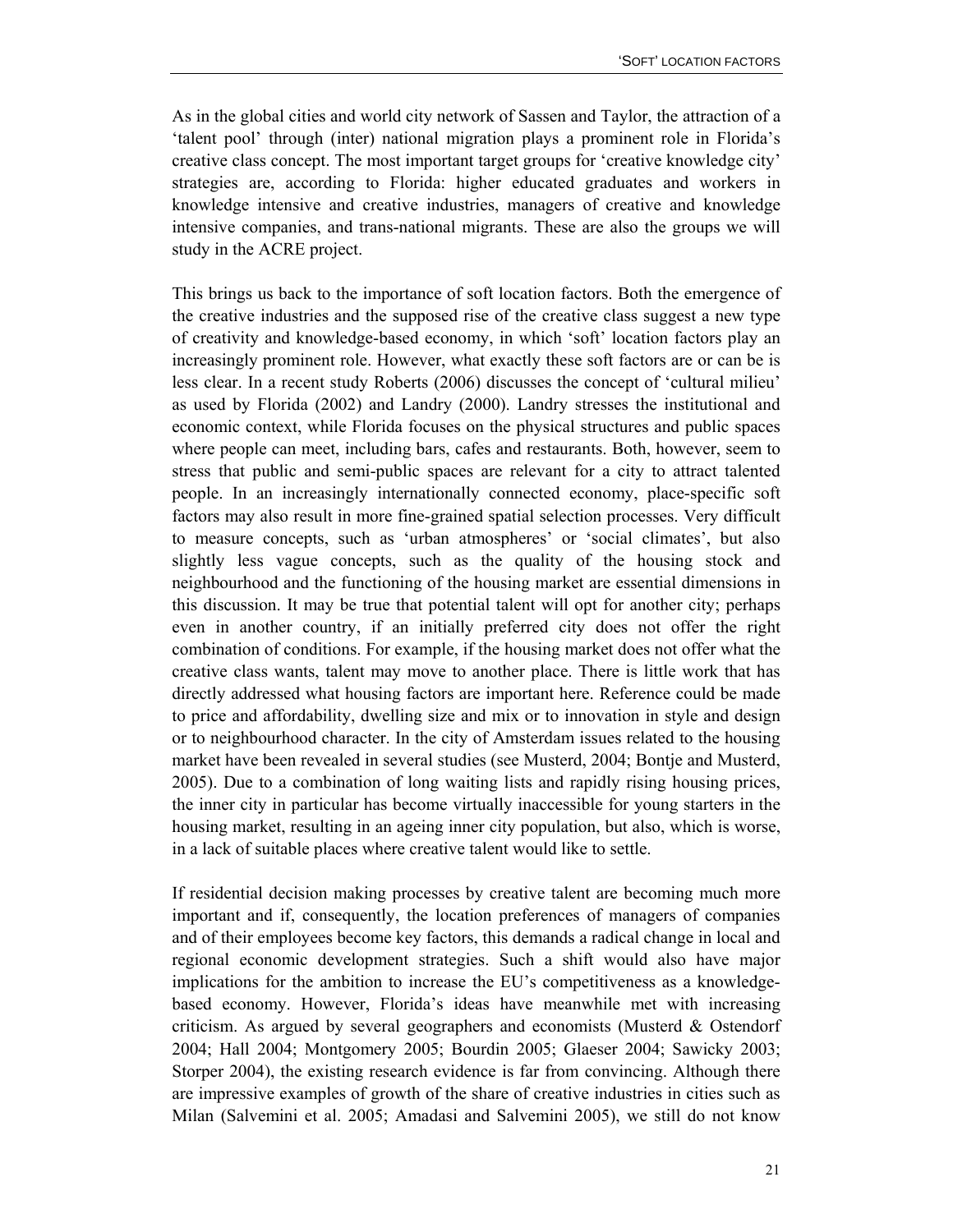As in the global cities and world city network of Sassen and Taylor, the attraction of a 'talent pool' through (inter) national migration plays a prominent role in Florida's creative class concept. The most important target groups for 'creative knowledge city' strategies are, according to Florida: higher educated graduates and workers in knowledge intensive and creative industries, managers of creative and knowledge intensive companies, and trans-national migrants. These are also the groups we will study in the ACRE project.

This brings us back to the importance of soft location factors. Both the emergence of the creative industries and the supposed rise of the creative class suggest a new type of creativity and knowledge-based economy, in which 'soft' location factors play an increasingly prominent role. However, what exactly these soft factors are or can be is less clear. In a recent study Roberts (2006) discusses the concept of 'cultural milieu' as used by Florida (2002) and Landry (2000). Landry stresses the institutional and economic context, while Florida focuses on the physical structures and public spaces where people can meet, including bars, cafes and restaurants. Both, however, seem to stress that public and semi-public spaces are relevant for a city to attract talented people. In an increasingly internationally connected economy, place-specific soft factors may also result in more fine-grained spatial selection processes. Very difficult to measure concepts, such as 'urban atmospheres' or 'social climates', but also slightly less vague concepts, such as the quality of the housing stock and neighbourhood and the functioning of the housing market are essential dimensions in this discussion. It may be true that potential talent will opt for another city; perhaps even in another country, if an initially preferred city does not offer the right combination of conditions. For example, if the housing market does not offer what the creative class wants, talent may move to another place. There is little work that has directly addressed what housing factors are important here. Reference could be made to price and affordability, dwelling size and mix or to innovation in style and design or to neighbourhood character. In the city of Amsterdam issues related to the housing market have been revealed in several studies (see Musterd, 2004; Bontje and Musterd, 2005). Due to a combination of long waiting lists and rapidly rising housing prices, the inner city in particular has become virtually inaccessible for young starters in the housing market, resulting in an ageing inner city population, but also, which is worse, in a lack of suitable places where creative talent would like to settle.

If residential decision making processes by creative talent are becoming much more important and if, consequently, the location preferences of managers of companies and of their employees become key factors, this demands a radical change in local and regional economic development strategies. Such a shift would also have major implications for the ambition to increase the EU's competitiveness as a knowledge-based economy. However, Florida's ideas have meanwhile met with increasing criticism. As argued by several geographers and economists (Musterd & Ostendorf 2004; Hall 2004; Montgomery 2005; Bourdin 2005; Glaeser 2004; Sawicky 2003; Storper 2004), the existing research evidence is far from convincing. Although there are impressive examples of growth of the share of creative industries in cities such as Milan (Salvemini et al. 2005; Amadasi and Salvemini 2005), we still do not know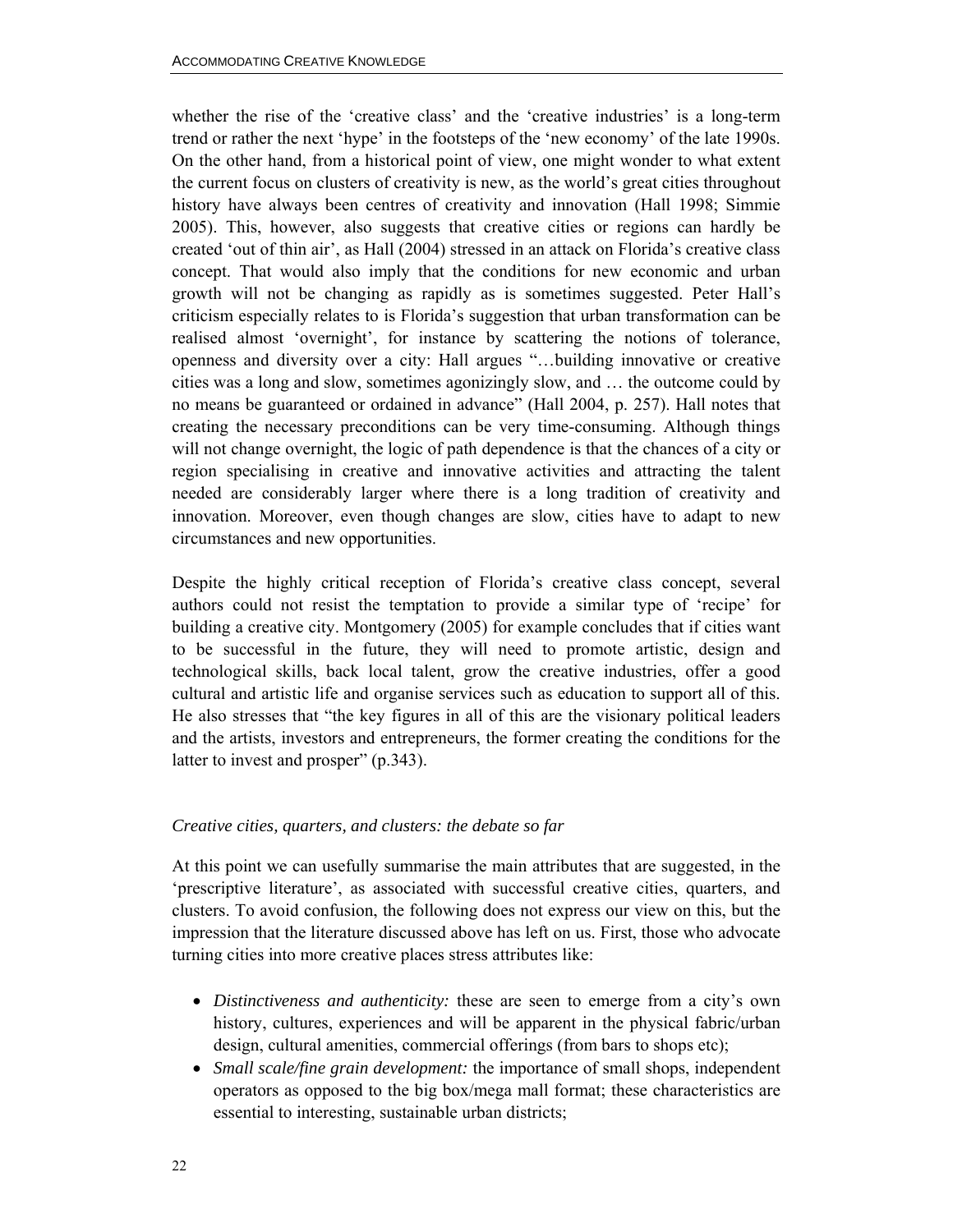whether the rise of the 'creative class' and the 'creative industries' is a long-term trend or rather the next 'hype' in the footsteps of the 'new economy' of the late 1990s. On the other hand, from a historical point of view, one might wonder to what extent the current focus on clusters of creativity is new, as the world's great cities throughout history have always been centres of creativity and innovation (Hall 1998; Simmie 2005). This, however, also suggests that creative cities or regions can hardly be created 'out of thin air', as Hall (2004) stressed in an attack on Florida's creative class concept. That would also imply that the conditions for new economic and urban growth will not be changing as rapidly as is sometimes suggested. Peter Hall's criticism especially relates to is Florida's suggestion that urban transformation can be realised almost 'overnight', for instance by scattering the notions of tolerance, openness and diversity over a city: Hall argues "…building innovative or creative cities was a long and slow, sometimes agonizingly slow, and … the outcome could by no means be guaranteed or ordained in advance" (Hall 2004, p. 257). Hall notes that creating the necessary preconditions can be very time-consuming. Although things will not change overnight, the logic of path dependence is that the chances of a city or region specialising in creative and innovative activities and attracting the talent needed are considerably larger where there is a long tradition of creativity and innovation. Moreover, even though changes are slow, cities have to adapt to new circumstances and new opportunities.

Despite the highly critical reception of Florida's creative class concept, several authors could not resist the temptation to provide a similar type of 'recipe' for building a creative city. Montgomery (2005) for example concludes that if cities want to be successful in the future, they will need to promote artistic, design and technological skills, back local talent, grow the creative industries, offer a good cultural and artistic life and organise services such as education to support all of this. He also stresses that "the key figures in all of this are the visionary political leaders and the artists, investors and entrepreneurs, the former creating the conditions for the latter to invest and prosper" (p.343).

### *Creative cities, quarters, and clusters: the debate so far*

At this point we can usefully summarise the main attributes that are suggested, in the 'prescriptive literature', as associated with successful creative cities, quarters, and clusters. To avoid confusion, the following does not express our view on this, but the impression that the literature discussed above has left on us. First, those who advocate turning cities into more creative places stress attributes like:

- *Distinctiveness and authenticity:* these are seen to emerge from a city's own history, cultures, experiences and will be apparent in the physical fabric/urban design, cultural amenities, commercial offerings (from bars to shops etc);
- *Small scale/fine grain development:* the importance of small shops, independent operators as opposed to the big box/mega mall format; these characteristics are essential to interesting, sustainable urban districts;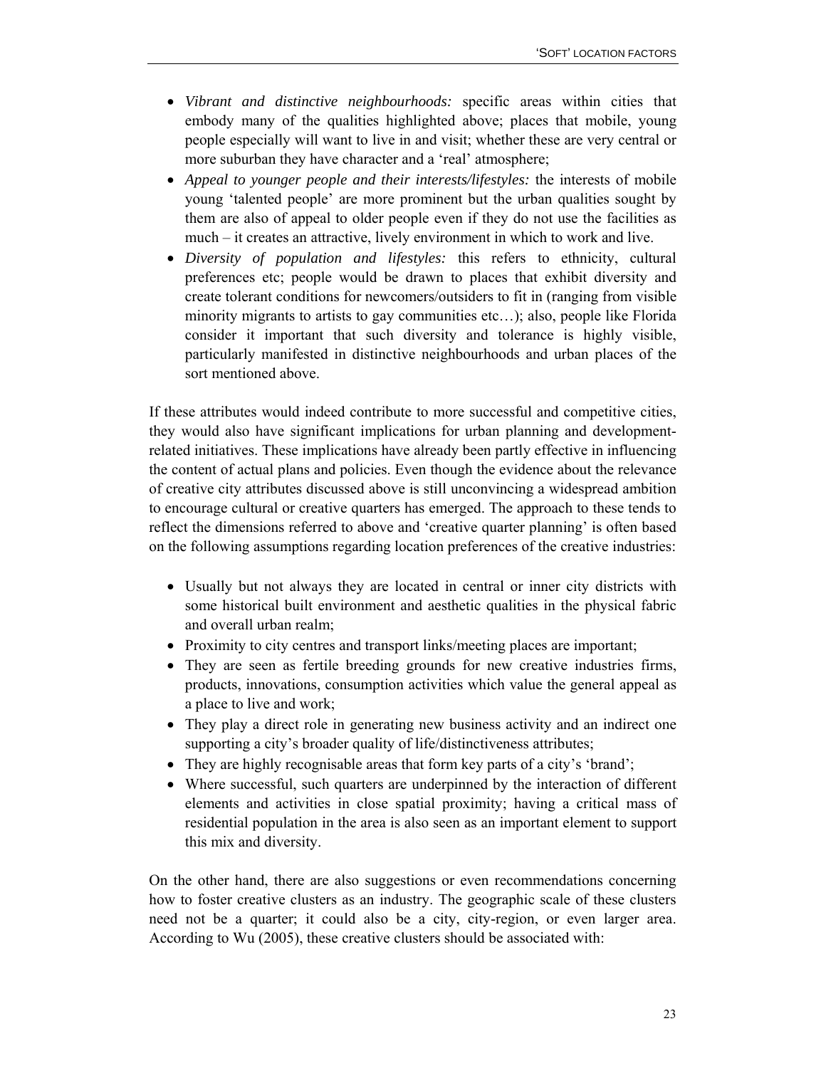- *Vibrant and distinctive neighbourhoods:* specific areas within cities that embody many of the qualities highlighted above; places that mobile, young people especially will want to live in and visit; whether these are very central or more suburban they have character and a 'real' atmosphere;
- *Appeal to younger people and their interests/lifestyles:* the interests of mobile young 'talented people' are more prominent but the urban qualities sought by them are also of appeal to older people even if they do not use the facilities as much – it creates an attractive, lively environment in which to work and live.
- *Diversity of population and lifestyles:* this refers to ethnicity, cultural preferences etc; people would be drawn to places that exhibit diversity and create tolerant conditions for newcomers/outsiders to fit in (ranging from visible minority migrants to artists to gay communities etc…); also, people like Florida consider it important that such diversity and tolerance is highly visible, particularly manifested in distinctive neighbourhoods and urban places of the sort mentioned above.

If these attributes would indeed contribute to more successful and competitive cities, they would also have significant implications for urban planning and development-related initiatives. These implications have already been partly effective in influencing the content of actual plans and policies. Even though the evidence about the relevance of creative city attributes discussed above is still unconvincing a widespread ambition to encourage cultural or creative quarters has emerged. The approach to these tends to reflect the dimensions referred to above and 'creative quarter planning' is often based on the following assumptions regarding location preferences of the creative industries:

- Usually but not always they are located in central or inner city districts with some historical built environment and aesthetic qualities in the physical fabric and overall urban realm;
- Proximity to city centres and transport links/meeting places are important;
- They are seen as fertile breeding grounds for new creative industries firms, products, innovations, consumption activities which value the general appeal as a place to live and work;
- They play a direct role in generating new business activity and an indirect one supporting a city's broader quality of life/distinctiveness attributes;
- They are highly recognisable areas that form key parts of a city's 'brand';
- Where successful, such quarters are underpinned by the interaction of different elements and activities in close spatial proximity; having a critical mass of residential population in the area is also seen as an important element to support this mix and diversity.

On the other hand, there are also suggestions or even recommendations concerning how to foster creative clusters as an industry. The geographic scale of these clusters need not be a quarter; it could also be a city, city-region, or even larger area. According to Wu (2005), these creative clusters should be associated with: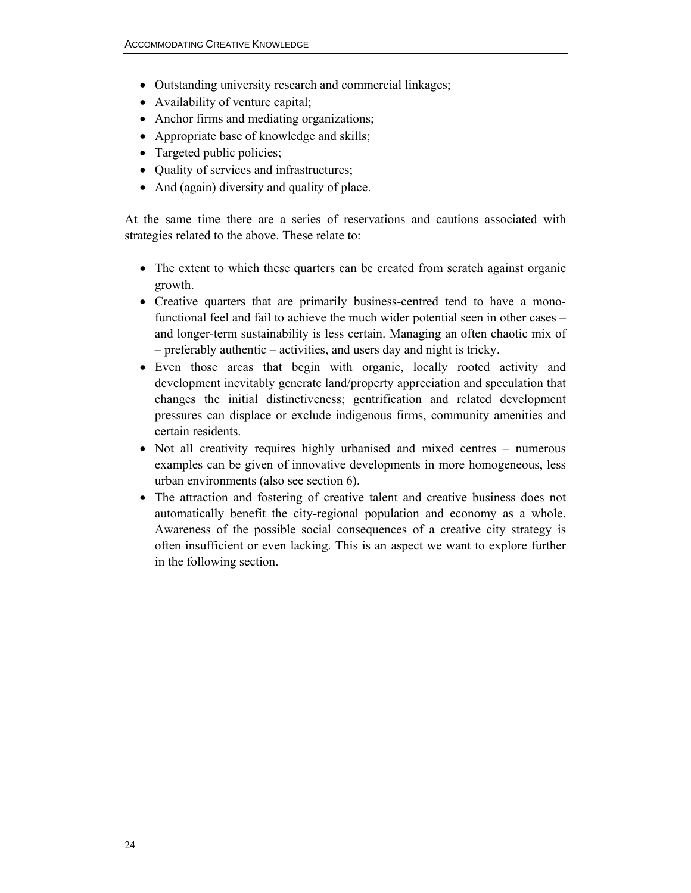- Outstanding university research and commercial linkages;
- Availability of venture capital;
- Anchor firms and mediating organizations;
- Appropriate base of knowledge and skills;
- Targeted public policies;
- Quality of services and infrastructures;
- And (again) diversity and quality of place.

At the same time there are a series of reservations and cautions associated with strategies related to the above. These relate to:

- The extent to which these quarters can be created from scratch against organic growth.
- Creative quarters that are primarily business-centred tend to have a mono-functional feel and fail to achieve the much wider potential seen in other cases – and longer-term sustainability is less certain. Managing an often chaotic mix of – preferably authentic – activities, and users day and night is tricky.
- Even those areas that begin with organic, locally rooted activity and development inevitably generate land/property appreciation and speculation that changes the initial distinctiveness; gentrification and related development pressures can displace or exclude indigenous firms, community amenities and certain residents.
- Not all creativity requires highly urbanised and mixed centres – numerous examples can be given of innovative developments in more homogeneous, less urban environments (also see section 6).
- The attraction and fostering of creative talent and creative business does not automatically benefit the city-regional population and economy as a whole. Awareness of the possible social consequences of a creative city strategy is often insufficient or even lacking. This is an aspect we want to explore further in the following section.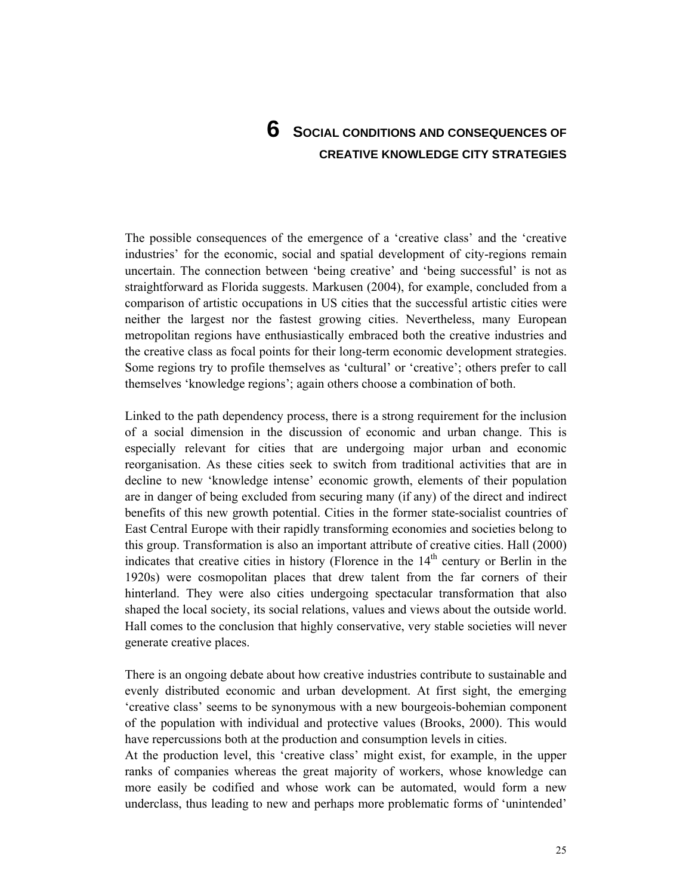# 6 SOCIAL CONDITIONS AND CONSEQUENCES OF CREATIVE KNOWLEDGE CITY STRATEGIES

The possible consequences of the emergence of a 'creative class' and the 'creative industries' for the economic, social and spatial development of city-regions remain uncertain. The connection between 'being creative' and 'being successful' is not as straightforward as Florida suggests. Markusen (2004), for example, concluded from a comparison of artistic occupations in US cities that the successful artistic cities were neither the largest nor the fastest growing cities. Nevertheless, many European metropolitan regions have enthusiastically embraced both the creative industries and the creative class as focal points for their long-term economic development strategies. Some regions try to profile themselves as 'cultural' or 'creative'; others prefer to call themselves 'knowledge regions'; again others choose a combination of both.

Linked to the path dependency process, there is a strong requirement for the inclusion of a social dimension in the discussion of economic and urban change. This is especially relevant for cities that are undergoing major urban and economic reorganisation. As these cities seek to switch from traditional activities that are in decline to new 'knowledge intense' economic growth, elements of their population are in danger of being excluded from securing many (if any) of the direct and indirect benefits of this new growth potential. Cities in the former state-socialist countries of East Central Europe with their rapidly transforming economies and societies belong to this group. Transformation is also an important attribute of creative cities. Hall (2000) indicates that creative cities in history (Florence in the 14th century or Berlin in the 1920s) were cosmopolitan places that drew talent from the far corners of their hinterland. They were also cities undergoing spectacular transformation that also shaped the local society, its social relations, values and views about the outside world. Hall comes to the conclusion that highly conservative, very stable societies will never generate creative places.

There is an ongoing debate about how creative industries contribute to sustainable and evenly distributed economic and urban development. At first sight, the emerging 'creative class' seems to be synonymous with a new bourgeois-bohemian component of the population with individual and protective values (Brooks, 2000). This would have repercussions both at the production and consumption levels in cities.

At the production level, this 'creative class' might exist, for example, in the upper ranks of companies whereas the great majority of workers, whose knowledge can more easily be codified and whose work can be automated, would form a new underclass, thus leading to new and perhaps more problematic forms of 'unintended'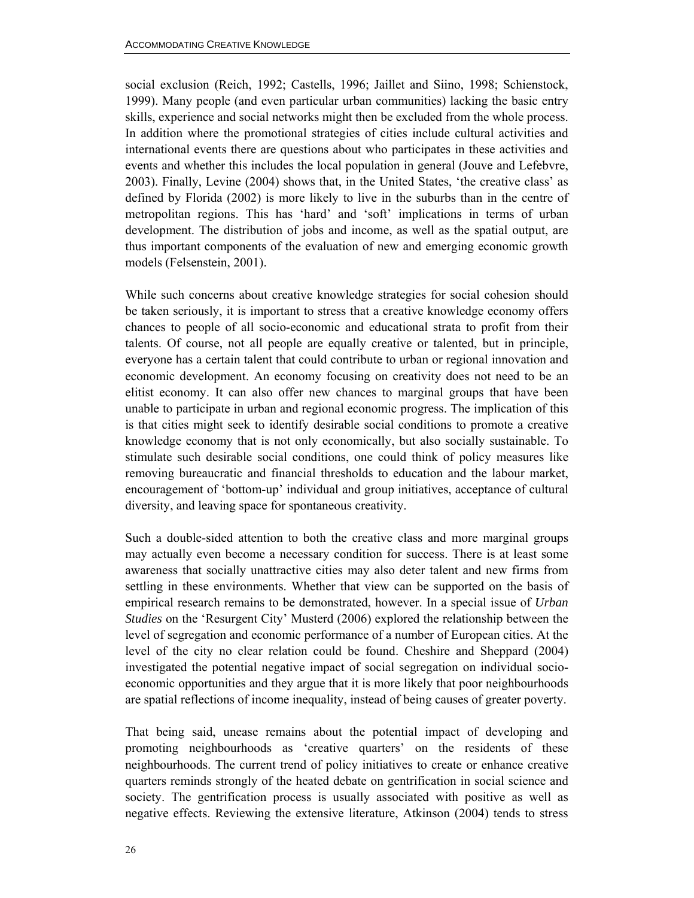social exclusion (Reich, 1992; Castells, 1996; Jaillet and Siino, 1998; Schienstock, 1999). Many people (and even particular urban communities) lacking the basic entry skills, experience and social networks might then be excluded from the whole process. In addition where the promotional strategies of cities include cultural activities and international events there are questions about who participates in these activities and events and whether this includes the local population in general (Jouve and Lefebvre, 2003). Finally, Levine (2004) shows that, in the United States, 'the creative class' as defined by Florida (2002) is more likely to live in the suburbs than in the centre of metropolitan regions. This has 'hard' and 'soft' implications in terms of urban development. The distribution of jobs and income, as well as the spatial output, are thus important components of the evaluation of new and emerging economic growth models (Felsenstein, 2001).

While such concerns about creative knowledge strategies for social cohesion should be taken seriously, it is important to stress that a creative knowledge economy offers chances to people of all socio-economic and educational strata to profit from their talents. Of course, not all people are equally creative or talented, but in principle, everyone has a certain talent that could contribute to urban or regional innovation and economic development. An economy focusing on creativity does not need to be an elitist economy. It can also offer new chances to marginal groups that have been unable to participate in urban and regional economic progress. The implication of this is that cities might seek to identify desirable social conditions to promote a creative knowledge economy that is not only economically, but also socially sustainable. To stimulate such desirable social conditions, one could think of policy measures like removing bureaucratic and financial thresholds to education and the labour market, encouragement of 'bottom-up' individual and group initiatives, acceptance of cultural diversity, and leaving space for spontaneous creativity.

Such a double-sided attention to both the creative class and more marginal groups may actually even become a necessary condition for success. There is at least some awareness that socially unattractive cities may also deter talent and new firms from settling in these environments. Whether that view can be supported on the basis of empirical research remains to be demonstrated, however. In a special issue of *Urban Studies* on the 'Resurgent City' Musterd (2006) explored the relationship between the level of segregation and economic performance of a number of European cities. At the level of the city no clear relation could be found. Cheshire and Sheppard (2004) investigated the potential negative impact of social segregation on individual socio-economic opportunities and they argue that it is more likely that poor neighbourhoods are spatial reflections of income inequality, instead of being causes of greater poverty.

That being said, unease remains about the potential impact of developing and promoting neighbourhoods as 'creative quarters' on the residents of these neighbourhoods. The current trend of policy initiatives to create or enhance creative quarters reminds strongly of the heated debate on gentrification in social science and society. The gentrification process is usually associated with positive as well as negative effects. Reviewing the extensive literature, Atkinson (2004) tends to stress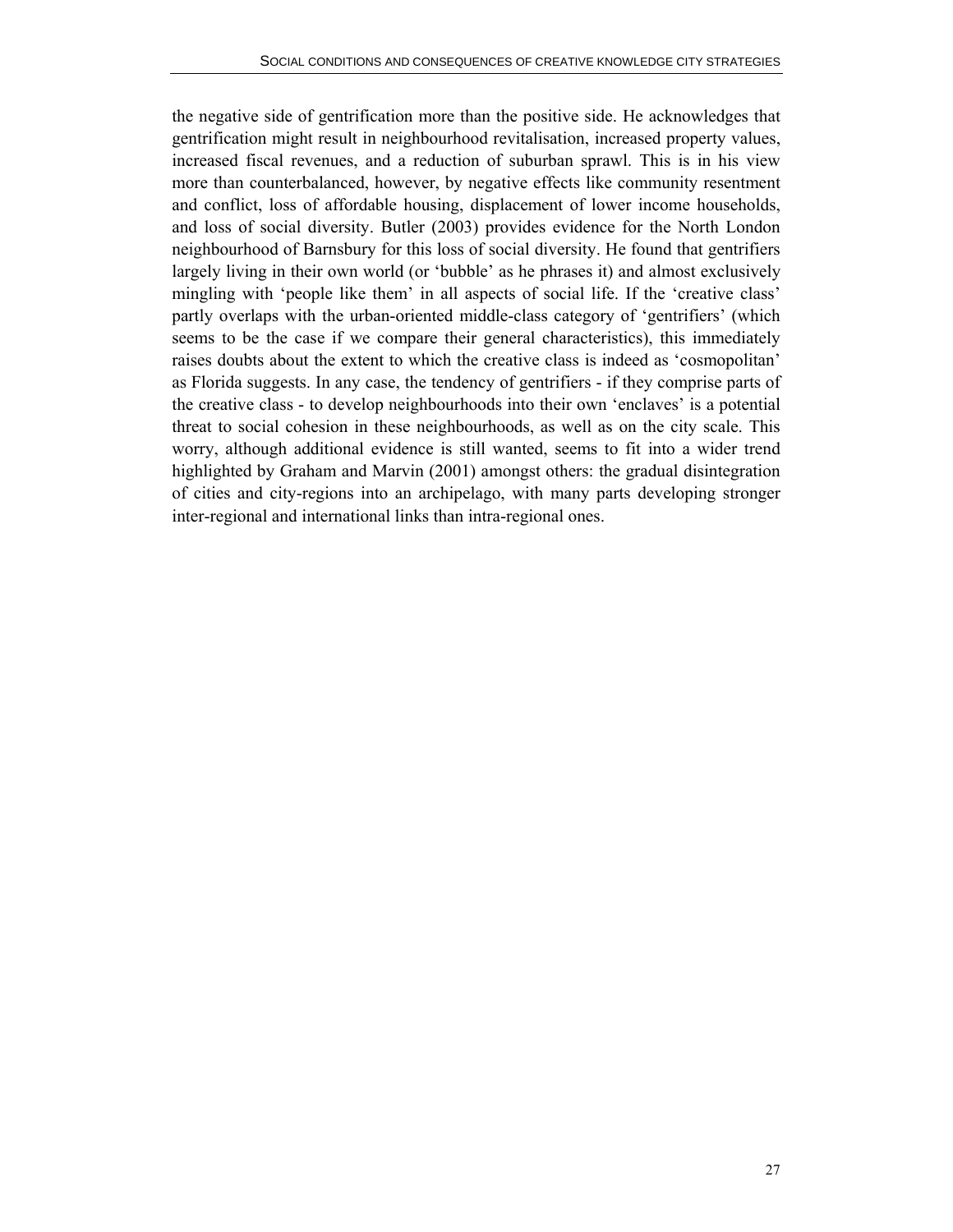the negative side of gentrification more than the positive side. He acknowledges that gentrification might result in neighbourhood revitalisation, increased property values, increased fiscal revenues, and a reduction of suburban sprawl. This is in his view more than counterbalanced, however, by negative effects like community resentment and conflict, loss of affordable housing, displacement of lower income households, and loss of social diversity. Butler (2003) provides evidence for the North London neighbourhood of Barnsbury for this loss of social diversity. He found that gentrifiers largely living in their own world (or 'bubble' as he phrases it) and almost exclusively mingling with 'people like them' in all aspects of social life. If the 'creative class' partly overlaps with the urban-oriented middle-class category of 'gentrifiers' (which seems to be the case if we compare their general characteristics), this immediately raises doubts about the extent to which the creative class is indeed as 'cosmopolitan' as Florida suggests. In any case, the tendency of gentrifiers - if they comprise parts of the creative class - to develop neighbourhoods into their own 'enclaves' is a potential threat to social cohesion in these neighbourhoods, as well as on the city scale. This worry, although additional evidence is still wanted, seems to fit into a wider trend highlighted by Graham and Marvin (2001) amongst others: the gradual disintegration of cities and city-regions into an archipelago, with many parts developing stronger inter-regional and international links than intra-regional ones.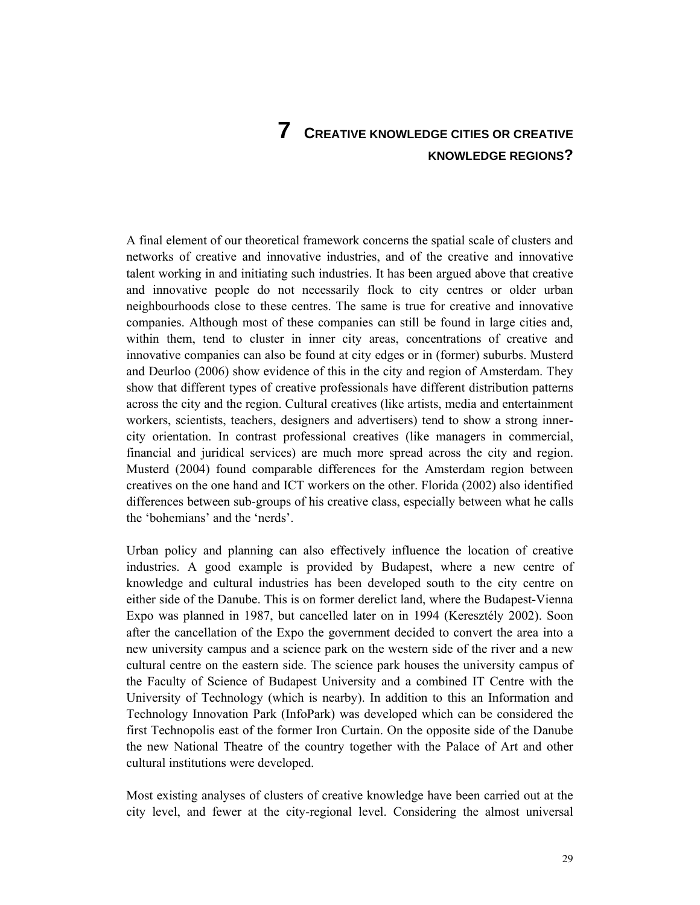# 7 CREATIVE KNOWLEDGE CITIES OR CREATIVE KNOWLEDGE REGIONS?

A final element of our theoretical framework concerns the spatial scale of clusters and networks of creative and innovative industries, and of the creative and innovative talent working in and initiating such industries. It has been argued above that creative and innovative people do not necessarily flock to city centres or older urban neighbourhoods close to these centres. The same is true for creative and innovative companies. Although most of these companies can still be found in large cities and, within them, tend to cluster in inner city areas, concentrations of creative and innovative companies can also be found at city edges or in (former) suburbs. Musterd and Deurloo (2006) show evidence of this in the city and region of Amsterdam. They show that different types of creative professionals have different distribution patterns across the city and the region. Cultural creatives (like artists, media and entertainment workers, scientists, teachers, designers and advertisers) tend to show a strong inner-city orientation. In contrast professional creatives (like managers in commercial, financial and juridical services) are much more spread across the city and region. Musterd (2004) found comparable differences for the Amsterdam region between creatives on the one hand and ICT workers on the other. Florida (2002) also identified differences between sub-groups of his creative class, especially between what he calls the 'bohemians' and the 'nerds'.

Urban policy and planning can also effectively influence the location of creative industries. A good example is provided by Budapest, where a new centre of knowledge and cultural industries has been developed south to the city centre on either side of the Danube. This is on former derelict land, where the Budapest-Vienna Expo was planned in 1987, but cancelled later on in 1994 (Keresztély 2002). Soon after the cancellation of the Expo the government decided to convert the area into a new university campus and a science park on the western side of the river and a new cultural centre on the eastern side. The science park houses the university campus of the Faculty of Science of Budapest University and a combined IT Centre with the University of Technology (which is nearby). In addition to this an Information and Technology Innovation Park (InfoPark) was developed which can be considered the first Technopolis east of the former Iron Curtain. On the opposite side of the Danube the new National Theatre of the country together with the Palace of Art and other cultural institutions were developed.

Most existing analyses of clusters of creative knowledge have been carried out at the city level, and fewer at the city-regional level. Considering the almost universal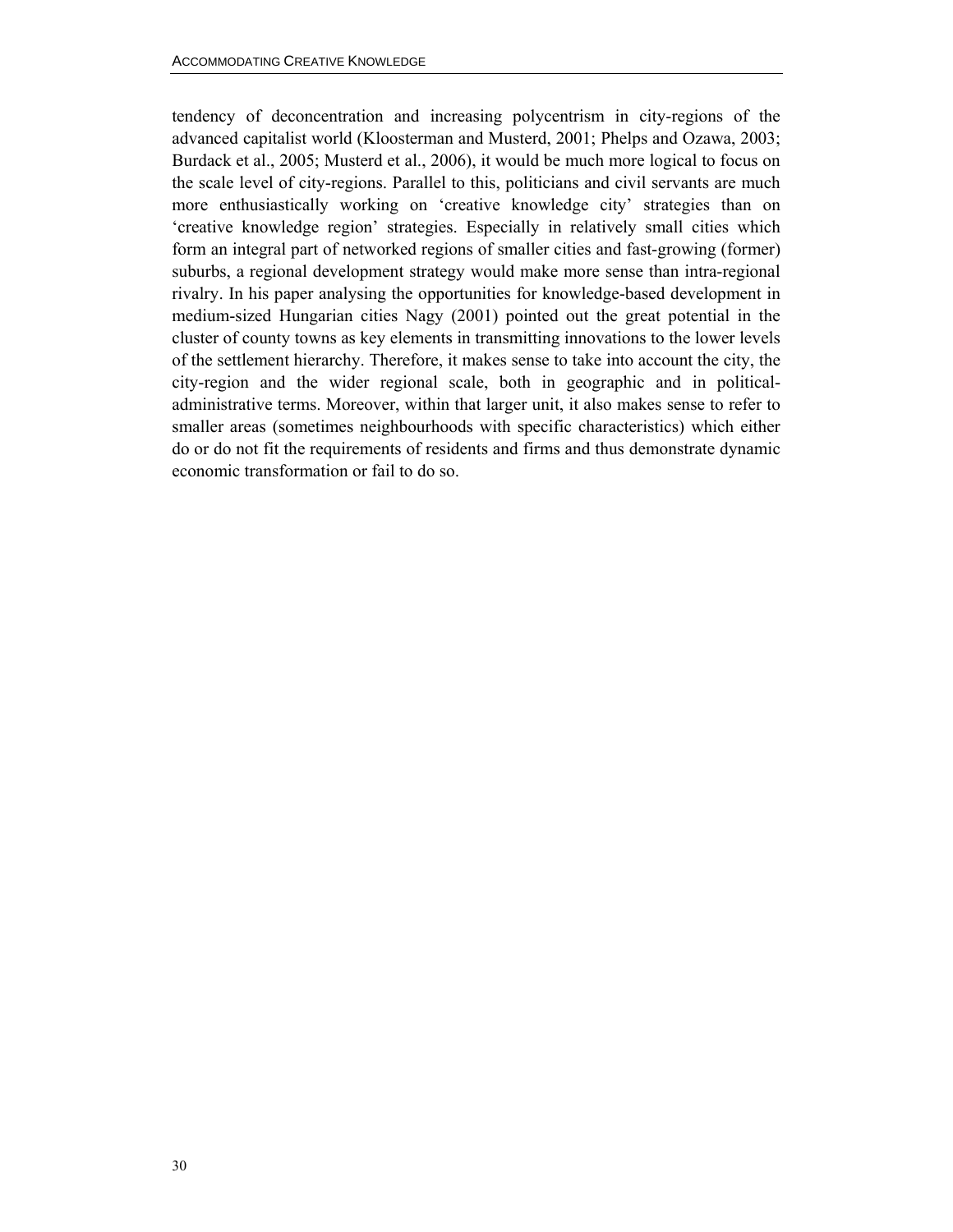tendency of deconcentration and increasing polycentrism in city-regions of the advanced capitalist world (Kloosterman and Musterd, 2001; Phelps and Ozawa, 2003; Burdack et al., 2005; Musterd et al., 2006), it would be much more logical to focus on the scale level of city-regions. Parallel to this, politicians and civil servants are much more enthusiastically working on 'creative knowledge city' strategies than on 'creative knowledge region' strategies. Especially in relatively small cities which form an integral part of networked regions of smaller cities and fast-growing (former) suburbs, a regional development strategy would make more sense than intra-regional rivalry. In his paper analysing the opportunities for knowledge-based development in medium-sized Hungarian cities Nagy (2001) pointed out the great potential in the cluster of county towns as key elements in transmitting innovations to the lower levels of the settlement hierarchy. Therefore, it makes sense to take into account the city, the city-region and the wider regional scale, both in geographic and in political-administrative terms. Moreover, within that larger unit, it also makes sense to refer to smaller areas (sometimes neighbourhoods with specific characteristics) which either do or do not fit the requirements of residents and firms and thus demonstrate dynamic economic transformation or fail to do so.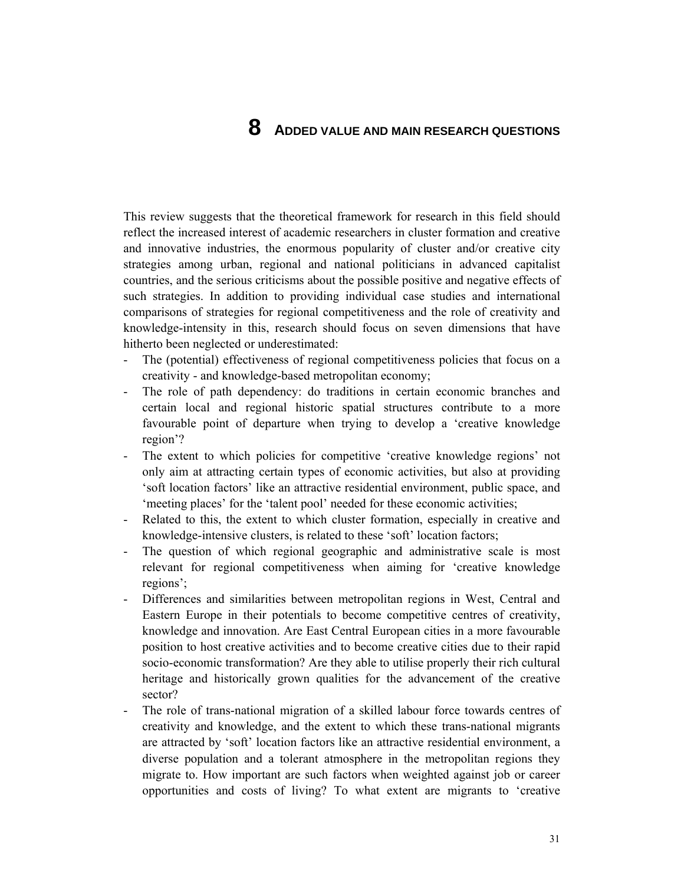# 8 ADDED VALUE AND MAIN RESEARCH QUESTIONS

This review suggests that the theoretical framework for research in this field should reflect the increased interest of academic researchers in cluster formation and creative and innovative industries, the enormous popularity of cluster and/or creative city strategies among urban, regional and national politicians in advanced capitalist countries, and the serious criticisms about the possible positive and negative effects of such strategies. In addition to providing individual case studies and international comparisons of strategies for regional competitiveness and the role of creativity and knowledge-intensity in this, research should focus on seven dimensions that have hitherto been neglected or underestimated:

- The (potential) effectiveness of regional competitiveness policies that focus on a creativity - and knowledge-based metropolitan economy;
- The role of path dependency: do traditions in certain economic branches and certain local and regional historic spatial structures contribute to a more favourable point of departure when trying to develop a 'creative knowledge region'?
- The extent to which policies for competitive 'creative knowledge regions' not only aim at attracting certain types of economic activities, but also at providing 'soft location factors' like an attractive residential environment, public space, and 'meeting places' for the 'talent pool' needed for these economic activities;
- Related to this, the extent to which cluster formation, especially in creative and knowledge-intensive clusters, is related to these 'soft' location factors;
- The question of which regional geographic and administrative scale is most relevant for regional competitiveness when aiming for 'creative knowledge regions';
- Differences and similarities between metropolitan regions in West, Central and Eastern Europe in their potentials to become competitive centres of creativity, knowledge and innovation. Are East Central European cities in a more favourable position to host creative activities and to become creative cities due to their rapid socio-economic transformation? Are they able to utilise properly their rich cultural heritage and historically grown qualities for the advancement of the creative sector?
- The role of trans-national migration of a skilled labour force towards centres of creativity and knowledge, and the extent to which these trans-national migrants are attracted by 'soft' location factors like an attractive residential environment, a diverse population and a tolerant atmosphere in the metropolitan regions they migrate to. How important are such factors when weighted against job or career opportunities and costs of living? To what extent are migrants to 'creative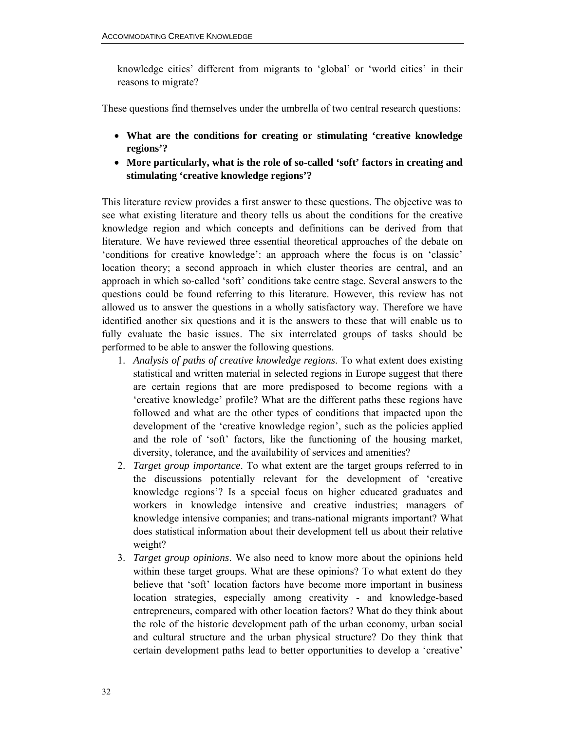knowledge cities' different from migrants to 'global' or 'world cities' in their reasons to migrate?

These questions find themselves under the umbrella of two central research questions:

- **What are the conditions for creating or stimulating 'creative knowledge regions'?**
- **More particularly, what is the role of so-called 'soft' factors in creating and stimulating 'creative knowledge regions'?**

This literature review provides a first answer to these questions. The objective was to see what existing literature and theory tells us about the conditions for the creative knowledge region and which concepts and definitions can be derived from that literature. We have reviewed three essential theoretical approaches of the debate on 'conditions for creative knowledge': an approach where the focus is on 'classic' location theory; a second approach in which cluster theories are central, and an approach in which so-called 'soft' conditions take centre stage. Several answers to the questions could be found referring to this literature. However, this review has not allowed us to answer the questions in a wholly satisfactory way. Therefore we have identified another six questions and it is the answers to these that will enable us to fully evaluate the basic issues. The six interrelated groups of tasks should be performed to be able to answer the following questions.

1. *Analysis of paths of creative knowledge regions*. To what extent does existing statistical and written material in selected regions in Europe suggest that there are certain regions that are more predisposed to become regions with a 'creative knowledge' profile? What are the different paths these regions have followed and what are the other types of conditions that impacted upon the development of the 'creative knowledge region', such as the policies applied and the role of 'soft' factors, like the functioning of the housing market, diversity, tolerance, and the availability of services and amenities?
2. *Target group importance*. To what extent are the target groups referred to in the discussions potentially relevant for the development of 'creative knowledge regions'? Is a special focus on higher educated graduates and workers in knowledge intensive and creative industries; managers of knowledge intensive companies; and trans-national migrants important? What does statistical information about their development tell us about their relative weight?
3. *Target group opinions*. We also need to know more about the opinions held within these target groups. What are these opinions? To what extent do they believe that 'soft' location factors have become more important in business location strategies, especially among creativity - and knowledge-based entrepreneurs, compared with other location factors? What do they think about the role of the historic development path of the urban economy, urban social and cultural structure and the urban physical structure? Do they think that certain development paths lead to better opportunities to develop a 'creative'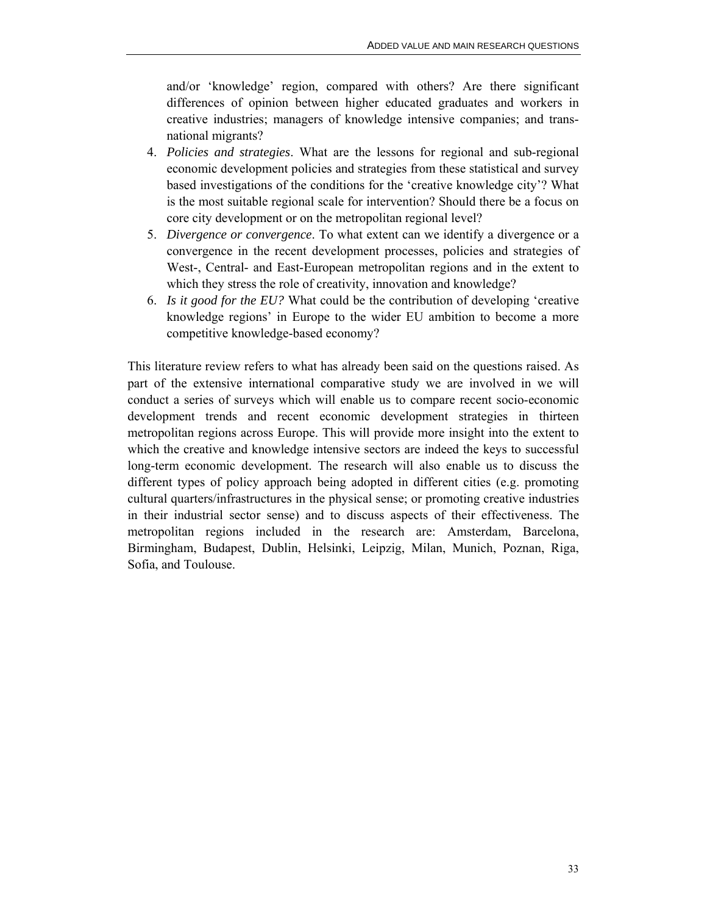and/or 'knowledge' region, compared with others? Are there significant differences of opinion between higher educated graduates and workers in creative industries; managers of knowledge intensive companies; and trans-national migrants?

4. *Policies and strategies*. What are the lessons for regional and sub-regional economic development policies and strategies from these statistical and survey based investigations of the conditions for the 'creative knowledge city'? What is the most suitable regional scale for intervention? Should there be a focus on core city development or on the metropolitan regional level?
5. *Divergence or convergence*. To what extent can we identify a divergence or a convergence in the recent development processes, policies and strategies of West-, Central- and East-European metropolitan regions and in the extent to which they stress the role of creativity, innovation and knowledge?
6. *Is it good for the EU?* What could be the contribution of developing 'creative knowledge regions' in Europe to the wider EU ambition to become a more competitive knowledge-based economy?

This literature review refers to what has already been said on the questions raised. As part of the extensive international comparative study we are involved in we will conduct a series of surveys which will enable us to compare recent socio-economic development trends and recent economic development strategies in thirteen metropolitan regions across Europe. This will provide more insight into the extent to which the creative and knowledge intensive sectors are indeed the keys to successful long-term economic development. The research will also enable us to discuss the different types of policy approach being adopted in different cities (e.g. promoting cultural quarters/infrastructures in the physical sense; or promoting creative industries in their industrial sector sense) and to discuss aspects of their effectiveness. The metropolitan regions included in the research are: Amsterdam, Barcelona, Birmingham, Budapest, Dublin, Helsinki, Leipzig, Milan, Munich, Poznan, Riga, Sofia, and Toulouse.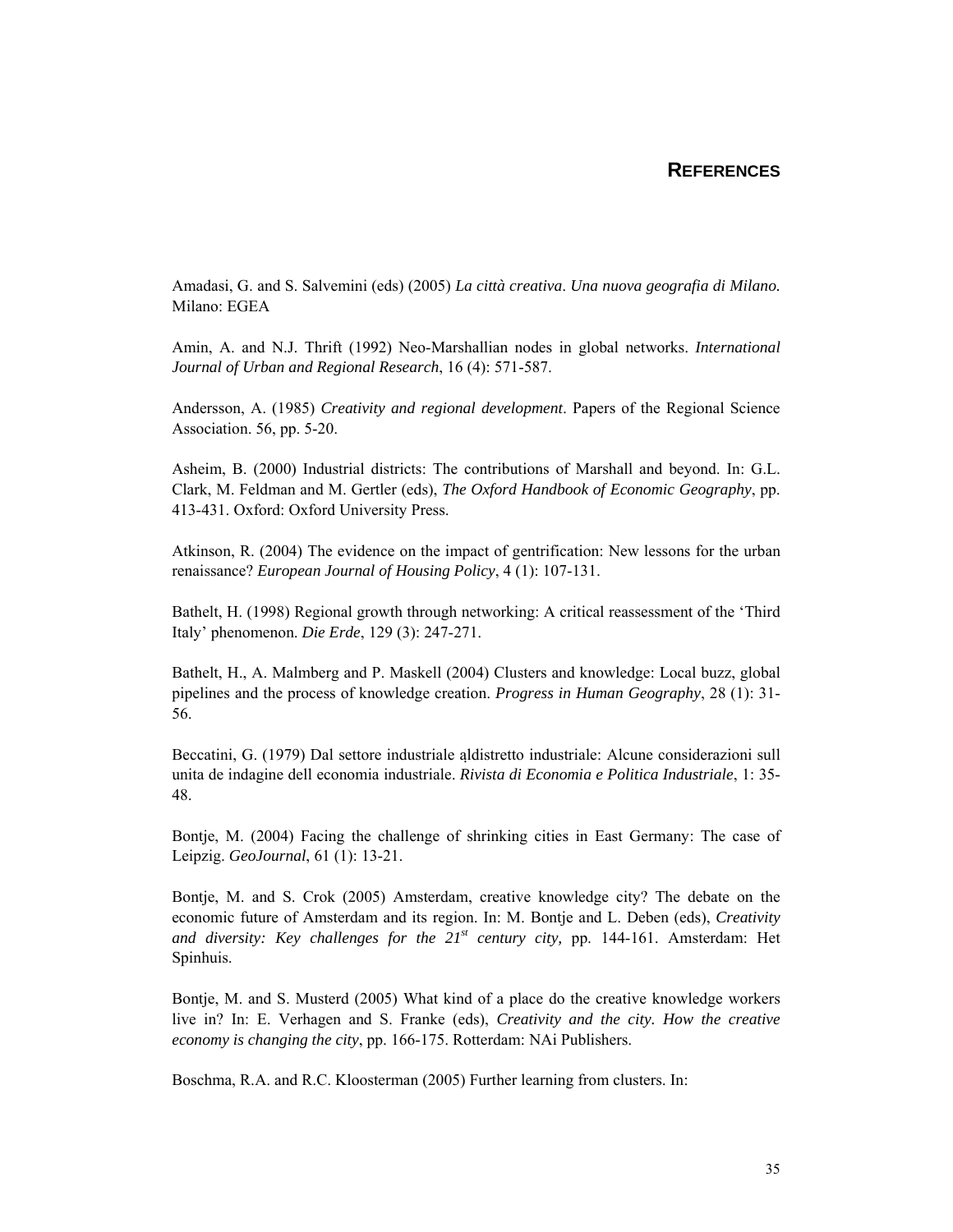# REFERENCES

Amadasi, G. and S. Salvemini (eds) (2005) *La città creativa*. *Una nuova geografia di Milano.* Milano: EGEA

Amin, A. and N.J. Thrift (1992) Neo-Marshallian nodes in global networks. *International Journal of Urban and Regional Research*, 16 (4): 571-587.

Andersson, A. (1985) *Creativity and regional development*. Papers of the Regional Science Association. 56, pp. 5-20.

Asheim, B. (2000) Industrial districts: The contributions of Marshall and beyond. In: G.L. Clark, M. Feldman and M. Gertler (eds), *The Oxford Handbook of Economic Geography*, pp. 413-431. Oxford: Oxford University Press.

Atkinson, R. (2004) The evidence on the impact of gentrification: New lessons for the urban renaissance? *European Journal of Housing Policy*, 4 (1): 107-131.

Bathelt, H. (1998) Regional growth through networking: A critical reassessment of the 'Third Italy' phenomenon. *Die Erde*, 129 (3): 247-271.

Bathelt, H., A. Malmberg and P. Maskell (2004) Clusters and knowledge: Local buzz, global pipelines and the process of knowledge creation. *Progress in Human Geography*, 28 (1): 31-56.

Beccatini, G. (1979) Dal settore industriale ạldistretto industriale: Alcune considerazioni sull unita de indagine dell economia industriale. *Rivista di Economia e Politica Industriale*, 1: 35-48.

Bontje, M. (2004) Facing the challenge of shrinking cities in East Germany: The case of Leipzig. *GeoJournal*, 61 (1): 13-21.

Bontje, M. and S. Crok (2005) Amsterdam, creative knowledge city? The debate on the economic future of Amsterdam and its region. In: M. Bontje and L. Deben (eds), *Creativity and diversity: Key challenges for the 21st century city,* pp. 144-161. Amsterdam: Het Spinhuis.

Bontje, M. and S. Musterd (2005) What kind of a place do the creative knowledge workers live in? In: E. Verhagen and S. Franke (eds), *Creativity and the city. How the creative economy is changing the city*, pp. 166-175. Rotterdam: NAi Publishers.

Boschma, R.A. and R.C. Kloosterman (2005) Further learning from clusters. In: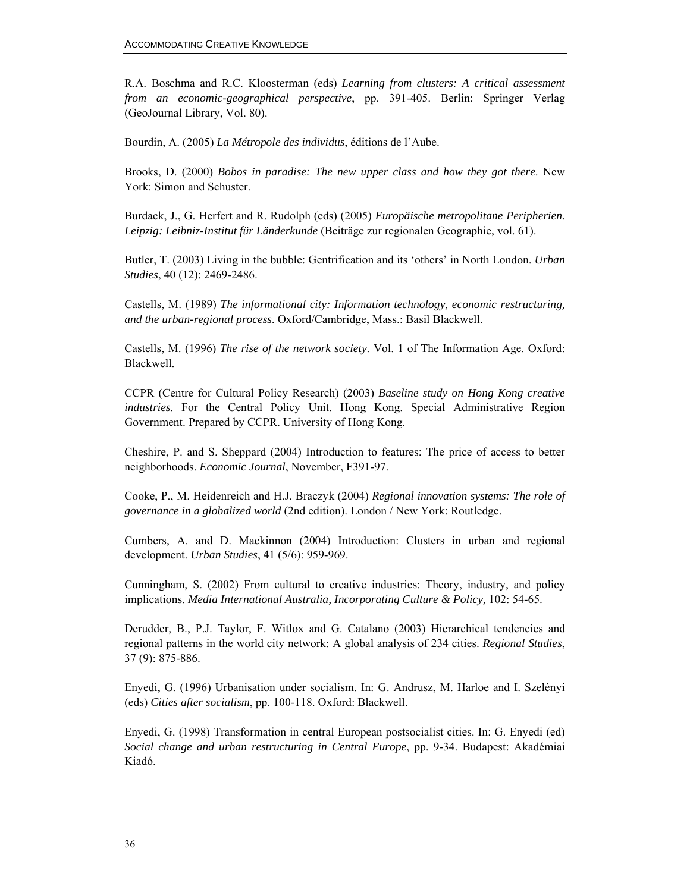R.A. Boschma and R.C. Kloosterman (eds) *Learning from clusters: A critical assessment from an economic-geographical perspective*, pp. 391-405. Berlin: Springer Verlag (GeoJournal Library, Vol. 80).

Bourdin, A. (2005) *La Métropole des individus*, éditions de l'Aube.

Brooks, D. (2000) *Bobos in paradise: The new upper class and how they got there*. New York: Simon and Schuster.

Burdack, J., G. Herfert and R. Rudolph (eds) (2005) *Europäische metropolitane Peripherien. Leipzig: Leibniz-Institut für Länderkunde* (Beiträge zur regionalen Geographie, vol. 61).

Butler, T. (2003) Living in the bubble: Gentrification and its 'others' in North London. *Urban Studies*, 40 (12): 2469-2486.

Castells, M. (1989) *The informational city: Information technology, economic restructuring, and the urban-regional process*. Oxford/Cambridge, Mass.: Basil Blackwell.

Castells, M. (1996) *The rise of the network society*. Vol. 1 of The Information Age. Oxford: Blackwell.

CCPR (Centre for Cultural Policy Research) (2003) *Baseline study on Hong Kong creative industries.* For the Central Policy Unit. Hong Kong. Special Administrative Region Government. Prepared by CCPR. University of Hong Kong.

Cheshire, P. and S. Sheppard (2004) Introduction to features: The price of access to better neighborhoods. *Economic Journal*, November, F391-97.

Cooke, P., M. Heidenreich and H.J. Braczyk (2004) *Regional innovation systems: The role of governance in a globalized world* (2nd edition). London / New York: Routledge.

Cumbers, A. and D. Mackinnon (2004) Introduction: Clusters in urban and regional development. *Urban Studies*, 41 (5/6): 959-969.

Cunningham, S. (2002) From cultural to creative industries: Theory, industry, and policy implications. *Media International Australia, Incorporating Culture & Policy,* 102: 54-65.

Derudder, B., P.J. Taylor, F. Witlox and G. Catalano (2003) Hierarchical tendencies and regional patterns in the world city network: A global analysis of 234 cities. *Regional Studies*, 37 (9): 875-886.

Enyedi, G. (1996) Urbanisation under socialism. In: G. Andrusz, M. Harloe and I. Szelényi (eds) *Cities after socialism*, pp. 100-118. Oxford: Blackwell.

Enyedi, G. (1998) Transformation in central European postsocialist cities. In: G. Enyedi (ed) *Social change and urban restructuring in Central Europe*, pp. 9-34. Budapest: Akadémiai Kiadó.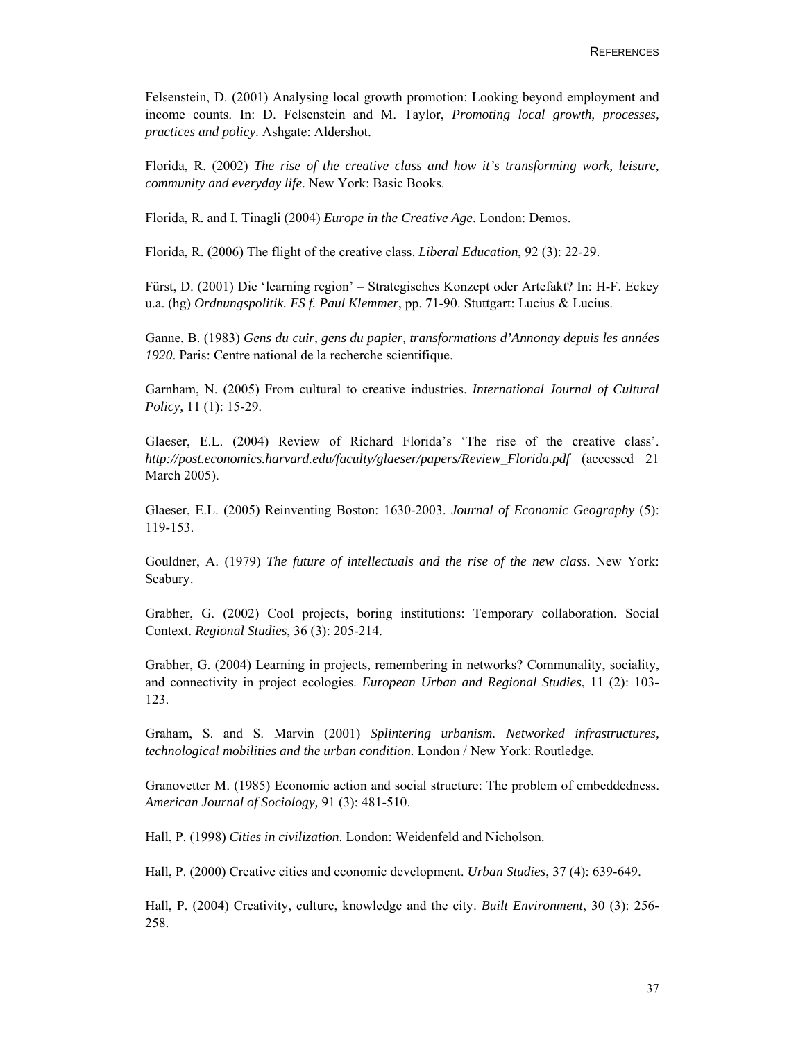Felsenstein, D. (2001) Analysing local growth promotion: Looking beyond employment and income counts. In: D. Felsenstein and M. Taylor, *Promoting local growth, processes, practices and policy*. Ashgate: Aldershot.

Florida, R. (2002) *The rise of the creative class and how it's transforming work, leisure, community and everyday life*. New York: Basic Books.

Florida, R. and I. Tinagli (2004) *Europe in the Creative Age*. London: Demos.

Florida, R. (2006) The flight of the creative class. *Liberal Education*, 92 (3): 22-29.

Fürst, D. (2001) Die 'learning region' – Strategisches Konzept oder Artefakt? In: H-F. Eckey u.a. (hg) *Ordnungspolitik. FS f. Paul Klemmer*, pp. 71-90. Stuttgart: Lucius & Lucius.

Ganne, B. (1983) *Gens du cuir, gens du papier, transformations d'Annonay depuis les années 1920*. Paris: Centre national de la recherche scientifique.

Garnham, N. (2005) From cultural to creative industries. *International Journal of Cultural Policy,* 11 (1): 15-29.

Glaeser, E.L. (2004) Review of Richard Florida's 'The rise of the creative class'. *http://post.economics.harvard.edu/faculty/glaeser/papers/Review_Florida.pdf* (accessed 21 March 2005).

Glaeser, E.L. (2005) Reinventing Boston: 1630-2003. *Journal of Economic Geography* (5): 119-153.

Gouldner, A. (1979) *The future of intellectuals and the rise of the new class*. New York: Seabury.

Grabher, G. (2002) Cool projects, boring institutions: Temporary collaboration. Social Context. *Regional Studies*, 36 (3): 205-214.

Grabher, G. (2004) Learning in projects, remembering in networks? Communality, sociality, and connectivity in project ecologies. *European Urban and Regional Studies*, 11 (2): 103-123.

Graham, S. and S. Marvin (2001) *Splintering urbanism. Networked infrastructures, technological mobilities and the urban condition.* London / New York: Routledge.

Granovetter M. (1985) Economic action and social structure: The problem of embeddedness. *American Journal of Sociology,* 91 (3): 481-510.

Hall, P. (1998) *Cities in civilization*. London: Weidenfeld and Nicholson.

Hall, P. (2000) Creative cities and economic development. *Urban Studies*, 37 (4): 639-649.

Hall, P. (2004) Creativity, culture, knowledge and the city. *Built Environment*, 30 (3): 256-258.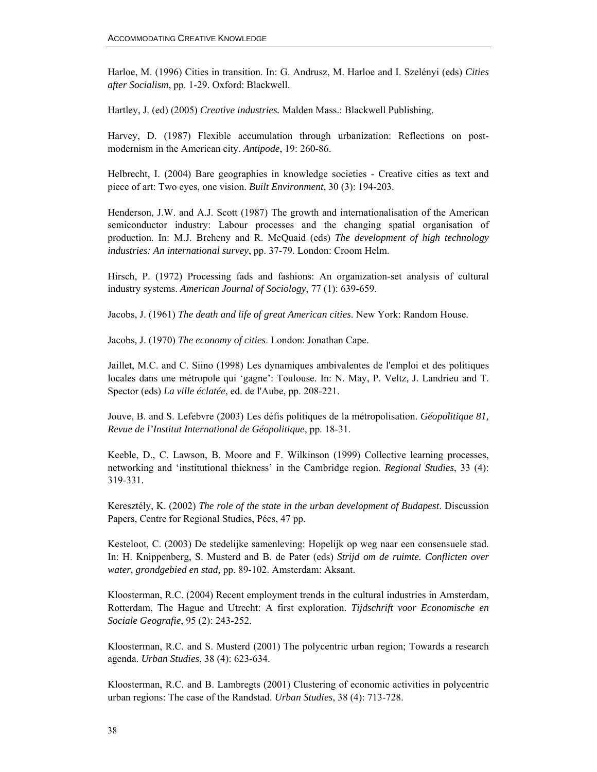Harloe, M. (1996) Cities in transition. In: G. Andrusz, M. Harloe and I. Szelényi (eds) *Cities after Socialism*, pp. 1-29. Oxford: Blackwell.

Hartley, J. (ed) (2005) *Creative industries.* Malden Mass.: Blackwell Publishing.

Harvey, D. (1987) Flexible accumulation through urbanization: Reflections on post-modernism in the American city. *Antipode*, 19: 260-86.

Helbrecht, I. (2004) Bare geographies in knowledge societies - Creative cities as text and piece of art: Two eyes, one vision. *Built Environment*, 30 (3): 194-203.

Henderson, J.W. and A.J. Scott (1987) The growth and internationalisation of the American semiconductor industry: Labour processes and the changing spatial organisation of production. In: M.J. Breheny and R. McQuaid (eds) *The development of high technology industries: An international survey*, pp. 37-79. London: Croom Helm.

Hirsch, P. (1972) Processing fads and fashions: An organization-set analysis of cultural industry systems. *American Journal of Sociology*, 77 (1): 639-659.

Jacobs, J. (1961) *The death and life of great American cities*. New York: Random House.

Jacobs, J. (1970) *The economy of cities*. London: Jonathan Cape.

Jaillet, M.C. and C. Siino (1998) Les dynamiques ambivalentes de l'emploi et des politiques locales dans une métropole qui 'gagne': Toulouse. In: N. May, P. Veltz, J. Landrieu and T. Spector (eds) *La ville éclatée*, ed. de l'Aube, pp. 208-221.

Jouve, B. and S. Lefebvre (2003) Les défis politiques de la métropolisation. *Géopolitique 81, Revue de l'Institut International de Géopolitique*, pp. 18-31.

Keeble, D., C. Lawson, B. Moore and F. Wilkinson (1999) Collective learning processes, networking and 'institutional thickness' in the Cambridge region. *Regional Studies*, 33 (4): 319-331.

Keresztély, K. (2002) *The role of the state in the urban development of Budapest*. Discussion Papers, Centre for Regional Studies, Pécs, 47 pp.

Kesteloot, C. (2003) De stedelijke samenleving: Hopelijk op weg naar een consensuele stad. In: H. Knippenberg, S. Musterd and B. de Pater (eds) *Strijd om de ruimte. Conflicten over water, grondgebied en stad,* pp. 89-102. Amsterdam: Aksant.

Kloosterman, R.C. (2004) Recent employment trends in the cultural industries in Amsterdam, Rotterdam, The Hague and Utrecht: A first exploration. *Tijdschrift voor Economische en Sociale Geografie*, 95 (2): 243-252.

Kloosterman, R.C. and S. Musterd (2001) The polycentric urban region; Towards a research agenda. *Urban Studies*, 38 (4): 623-634.

Kloosterman, R.C. and B. Lambregts (2001) Clustering of economic activities in polycentric urban regions: The case of the Randstad. *Urban Studies*, 38 (4): 713-728.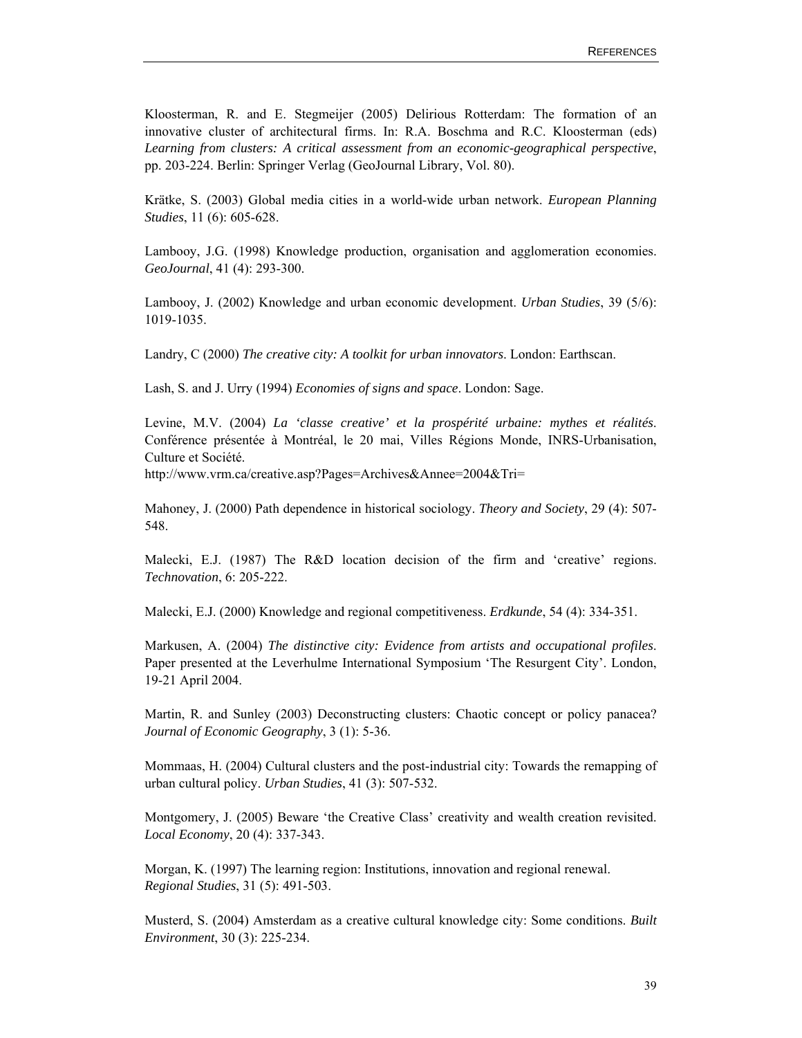Kloosterman, R. and E. Stegmeijer (2005) Delirious Rotterdam: The formation of an innovative cluster of architectural firms. In: R.A. Boschma and R.C. Kloosterman (eds) *Learning from clusters: A critical assessment from an economic-geographical perspective*, pp. 203-224. Berlin: Springer Verlag (GeoJournal Library, Vol. 80).

Krätke, S. (2003) Global media cities in a world-wide urban network. *European Planning Studies*, 11 (6): 605-628.

Lambooy, J.G. (1998) Knowledge production, organisation and agglomeration economies. *GeoJournal*, 41 (4): 293-300.

Lambooy, J. (2002) Knowledge and urban economic development. *Urban Studies*, 39 (5/6): 1019-1035.

Landry, C (2000) *The creative city: A toolkit for urban innovators*. London: Earthscan.

Lash, S. and J. Urry (1994) *Economies of signs and space*. London: Sage.

Levine, M.V. (2004) *La 'classe creative' et la prospérité urbaine: mythes et réalités*. Conférence présentée à Montréal, le 20 mai, Villes Régions Monde, INRS-Urbanisation, Culture et Société.
http://www.vrm.ca/creative.asp?Pages=Archives&Annee=2004&Tri=

Mahoney, J. (2000) Path dependence in historical sociology. *Theory and Society*, 29 (4): 507-548.

Malecki, E.J. (1987) The R&D location decision of the firm and 'creative' regions. *Technovation*, 6: 205-222.

Malecki, E.J. (2000) Knowledge and regional competitiveness. *Erdkunde*, 54 (4): 334-351.

Markusen, A. (2004) *The distinctive city: Evidence from artists and occupational profiles*. Paper presented at the Leverhulme International Symposium 'The Resurgent City'. London, 19-21 April 2004.

Martin, R. and Sunley (2003) Deconstructing clusters: Chaotic concept or policy panacea? *Journal of Economic Geography*, 3 (1): 5-36.

Mommaas, H. (2004) Cultural clusters and the post-industrial city: Towards the remapping of urban cultural policy. *Urban Studies*, 41 (3): 507-532.

Montgomery, J. (2005) Beware 'the Creative Class' creativity and wealth creation revisited. *Local Economy*, 20 (4): 337-343.

Morgan, K. (1997) The learning region: Institutions, innovation and regional renewal. *Regional Studies*, 31 (5): 491-503.

Musterd, S. (2004) Amsterdam as a creative cultural knowledge city: Some conditions. *Built Environment*, 30 (3): 225-234.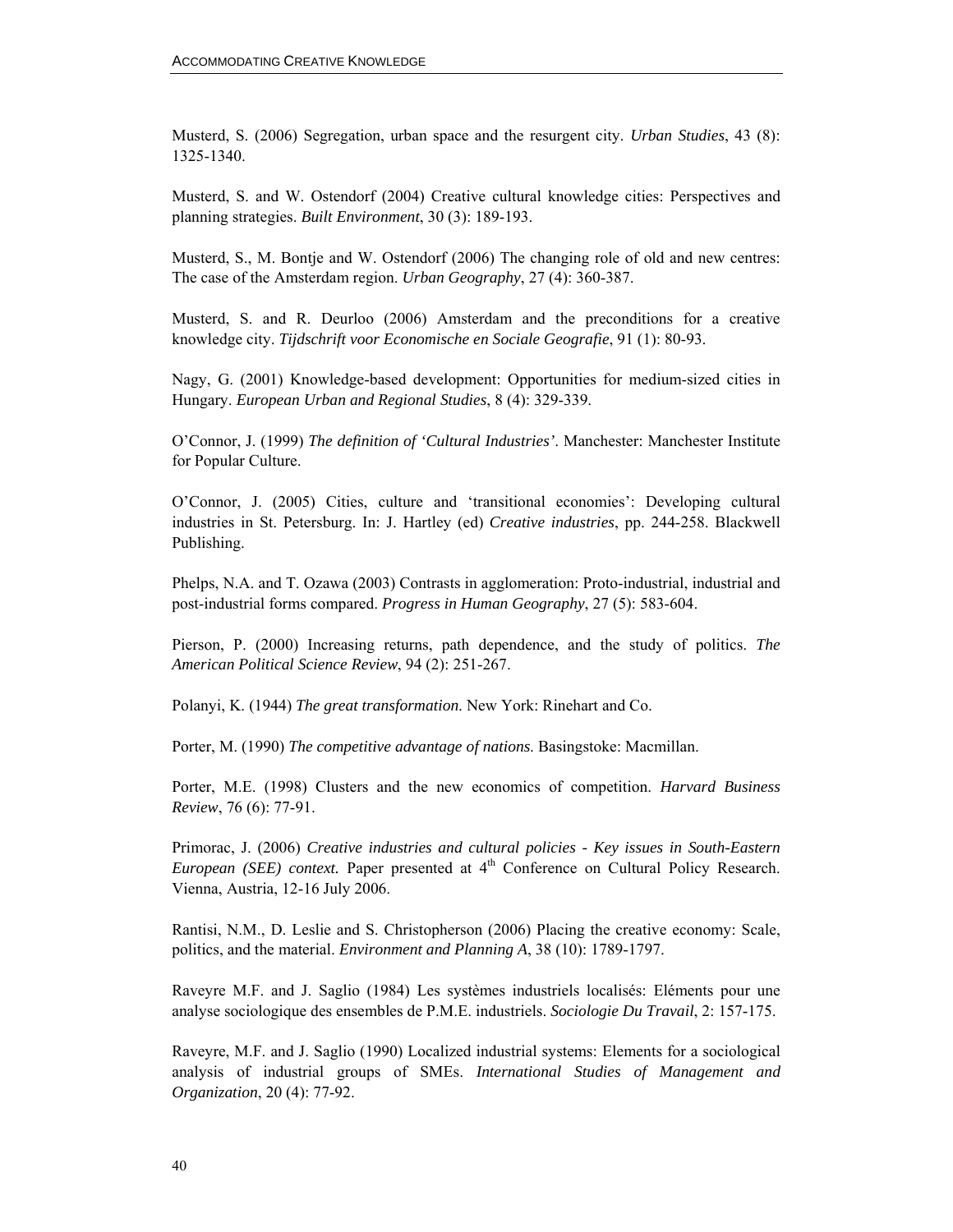Musterd, S. (2006) Segregation, urban space and the resurgent city. *Urban Studies*, 43 (8): 1325-1340.

Musterd, S. and W. Ostendorf (2004) Creative cultural knowledge cities: Perspectives and planning strategies. *Built Environment*, 30 (3): 189-193.

Musterd, S., M. Bontje and W. Ostendorf (2006) The changing role of old and new centres: The case of the Amsterdam region. *Urban Geography*, 27 (4): 360-387.

Musterd, S. and R. Deurloo (2006) Amsterdam and the preconditions for a creative knowledge city. *Tijdschrift voor Economische en Sociale Geografie*, 91 (1): 80-93.

Nagy, G. (2001) Knowledge-based development: Opportunities for medium-sized cities in Hungary. *European Urban and Regional Studies*, 8 (4): 329-339.

O'Connor, J. (1999) *The definition of 'Cultural Industries'*. Manchester: Manchester Institute for Popular Culture.

O'Connor, J. (2005) Cities, culture and 'transitional economies': Developing cultural industries in St. Petersburg. In: J. Hartley (ed) *Creative industries*, pp. 244-258. Blackwell Publishing.

Phelps, N.A. and T. Ozawa (2003) Contrasts in agglomeration: Proto-industrial, industrial and post-industrial forms compared. *Progress in Human Geography*, 27 (5): 583-604.

Pierson, P. (2000) Increasing returns, path dependence, and the study of politics. *The American Political Science Review*, 94 (2): 251-267.

Polanyi, K. (1944) *The great transformation*. New York: Rinehart and Co.

Porter, M. (1990) *The competitive advantage of nations*. Basingstoke: Macmillan.

Porter, M.E. (1998) Clusters and the new economics of competition. *Harvard Business Review*, 76 (6): 77-91.

Primorac, J. (2006) *Creative industries and cultural policies - Key issues in South-Eastern European (SEE) context.* Paper presented at 4th Conference on Cultural Policy Research. Vienna, Austria, 12-16 July 2006.

Rantisi, N.M., D. Leslie and S. Christopherson (2006) Placing the creative economy: Scale, politics, and the material. *Environment and Planning A*, 38 (10): 1789-1797.

Raveyre M.F. and J. Saglio (1984) Les systèmes industriels localisés: Eléments pour une analyse sociologique des ensembles de P.M.E. industriels. *Sociologie Du Travail*, 2: 157-175.

Raveyre, M.F. and J. Saglio (1990) Localized industrial systems: Elements for a sociological analysis of industrial groups of SMEs. *International Studies of Management and Organization*, 20 (4): 77-92.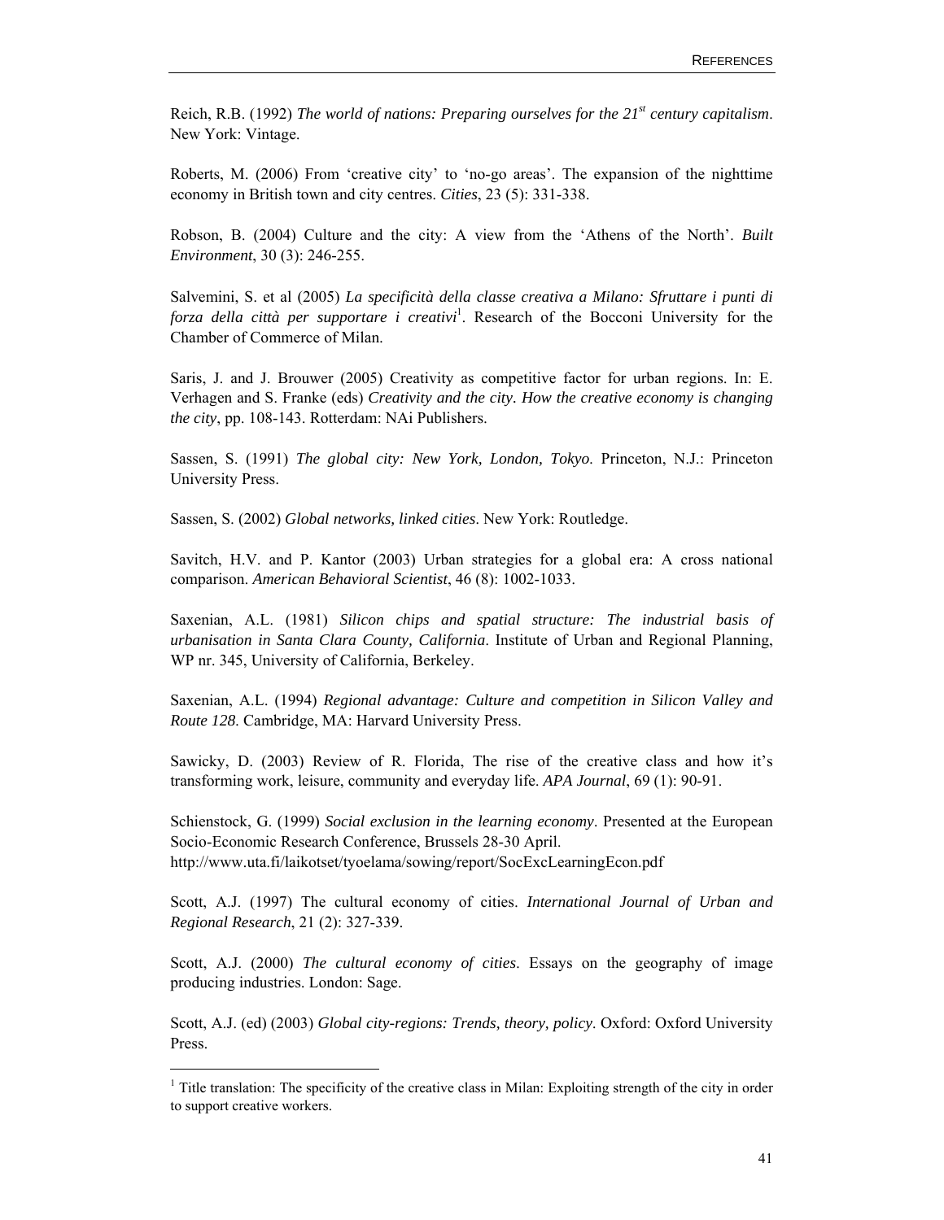Reich, R.B. (1992) *The world of nations: Preparing ourselves for the 21st century capitalism*. New York: Vintage.

Roberts, M. (2006) From 'creative city' to 'no-go areas'. The expansion of the nighttime economy in British town and city centres. *Cities*, 23 (5): 331-338.

Robson, B. (2004) Culture and the city: A view from the 'Athens of the North'. *Built Environment*, 30 (3): 246-255.

Salvemini, S. et al (2005) *La specificità della classe creativa a Milano: Sfruttare i punti di forza della città per supportare i creativi*[1]. Research of the Bocconi University for the Chamber of Commerce of Milan.

Saris, J. and J. Brouwer (2005) Creativity as competitive factor for urban regions. In: E. Verhagen and S. Franke (eds) *Creativity and the city. How the creative economy is changing the city*, pp. 108-143. Rotterdam: NAi Publishers.

Sassen, S. (1991) *The global city: New York, London, Tokyo*. Princeton, N.J.: Princeton University Press.

Sassen, S. (2002) *Global networks, linked cities*. New York: Routledge.

Savitch, H.V. and P. Kantor (2003) Urban strategies for a global era: A cross national comparison. *American Behavioral Scientist*, 46 (8): 1002-1033.

Saxenian, A.L. (1981) *Silicon chips and spatial structure: The industrial basis of urbanisation in Santa Clara County, California*. Institute of Urban and Regional Planning, WP nr. 345, University of California, Berkeley.

Saxenian, A.L. (1994) *Regional advantage: Culture and competition in Silicon Valley and Route 128*. Cambridge, MA: Harvard University Press.

Sawicky, D. (2003) Review of R. Florida, The rise of the creative class and how it's transforming work, leisure, community and everyday life. *APA Journal*, 69 (1): 90-91.

Schienstock, G. (1999) *Social exclusion in the learning economy*. Presented at the European Socio-Economic Research Conference, Brussels 28-30 April. http://www.uta.fi/laikotset/tyoelama/sowing/report/SocExcLearningEcon.pdf

Scott, A.J. (1997) The cultural economy of cities. *International Journal of Urban and Regional Research*, 21 (2): 327-339.

Scott, A.J. (2000) *The cultural economy of cities*. Essays on the geography of image producing industries. London: Sage.

Scott, A.J. (ed) (2003) *Global city-regions: Trends, theory, policy*. Oxford: Oxford University Press.

---

[1] Title translation: The specificity of the creative class in Milan: Exploiting strength of the city in order to support creative workers.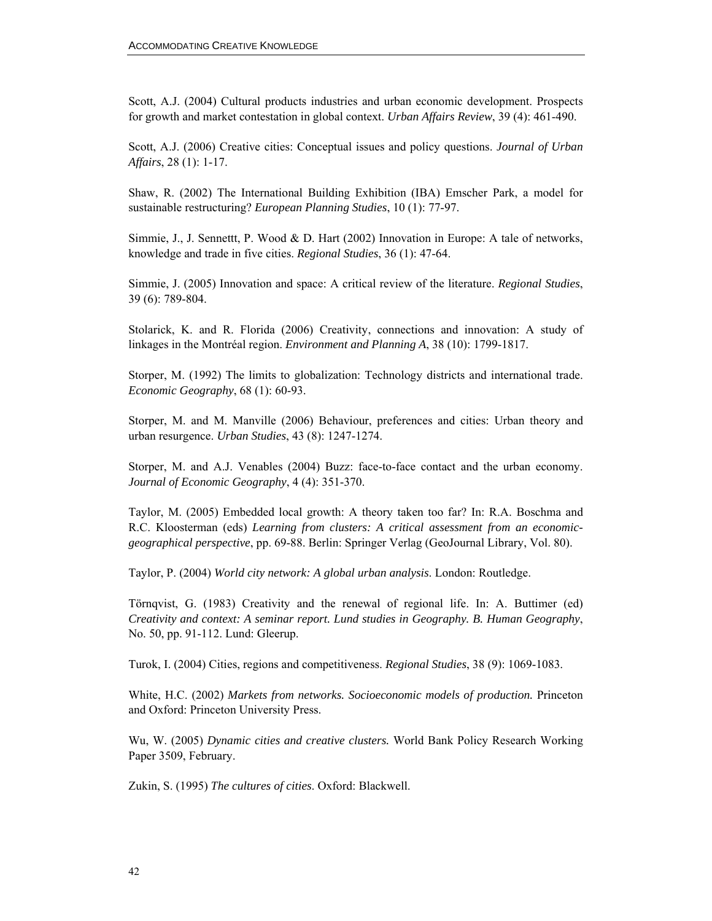Scott, A.J. (2004) Cultural products industries and urban economic development. Prospects for growth and market contestation in global context. *Urban Affairs Review*, 39 (4): 461-490.

Scott, A.J. (2006) Creative cities: Conceptual issues and policy questions. *Journal of Urban Affairs*, 28 (1): 1-17.

Shaw, R. (2002) The International Building Exhibition (IBA) Emscher Park, a model for sustainable restructuring? *European Planning Studies*, 10 (1): 77-97.

Simmie, J., J. Sennettt, P. Wood & D. Hart (2002) Innovation in Europe: A tale of networks, knowledge and trade in five cities. *Regional Studies*, 36 (1): 47-64.

Simmie, J. (2005) Innovation and space: A critical review of the literature. *Regional Studies*, 39 (6): 789-804.

Stolarick, K. and R. Florida (2006) Creativity, connections and innovation: A study of linkages in the Montréal region. *Environment and Planning A*, 38 (10): 1799-1817.

Storper, M. (1992) The limits to globalization: Technology districts and international trade. *Economic Geography*, 68 (1): 60-93.

Storper, M. and M. Manville (2006) Behaviour, preferences and cities: Urban theory and urban resurgence. *Urban Studies*, 43 (8): 1247-1274.

Storper, M. and A.J. Venables (2004) Buzz: face-to-face contact and the urban economy. *Journal of Economic Geography*, 4 (4): 351-370.

Taylor, M. (2005) Embedded local growth: A theory taken too far? In: R.A. Boschma and R.C. Kloosterman (eds) *Learning from clusters: A critical assessment from an economic-geographical perspective*, pp. 69-88. Berlin: Springer Verlag (GeoJournal Library, Vol. 80).

Taylor, P. (2004) *World city network: A global urban analysis*. London: Routledge.

Törnqvist, G. (1983) Creativity and the renewal of regional life. In: A. Buttimer (ed) *Creativity and context: A seminar report. Lund studies in Geography. B. Human Geography*, No. 50, pp. 91-112. Lund: Gleerup.

Turok, I. (2004) Cities, regions and competitiveness. *Regional Studies*, 38 (9): 1069-1083.

White, H.C. (2002) *Markets from networks. Socioeconomic models of production.* Princeton and Oxford: Princeton University Press.

Wu, W. (2005) *Dynamic cities and creative clusters.* World Bank Policy Research Working Paper 3509, February.

Zukin, S. (1995) *The cultures of cities*. Oxford: Blackwell.